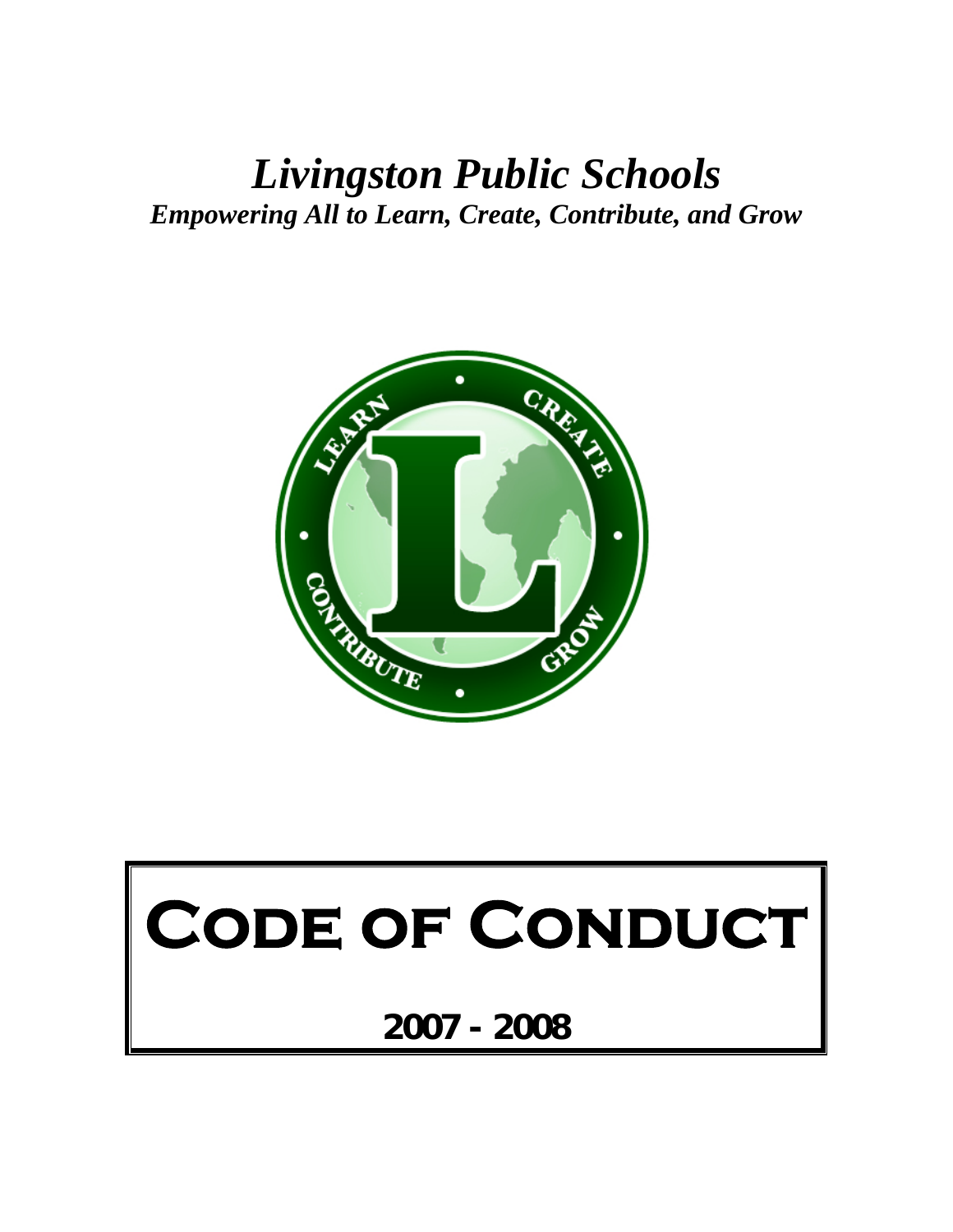# *Livingston Public Schools*

***Empowering All to Learn, Create, Contribute, and Grow***

# Code of Conduct

## 2007 - 2008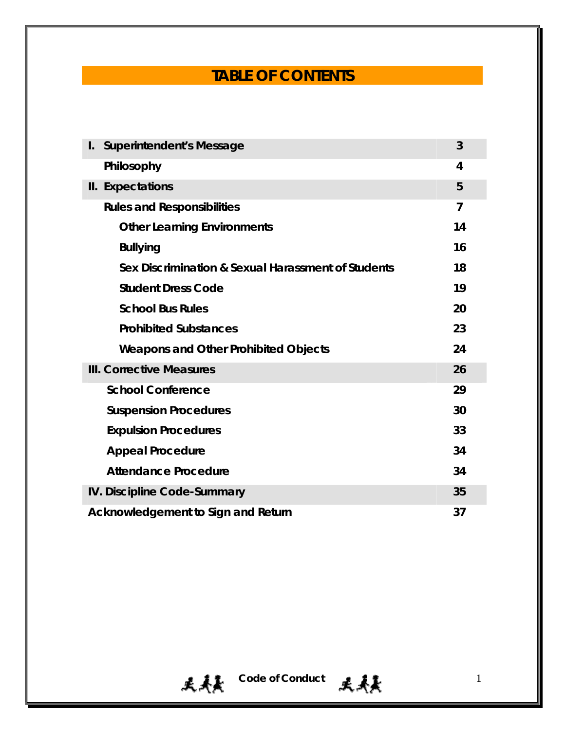# TABLE OF CONTENTS

| | |
|---|---|
| **I. Superintendent's Message** | **3** |
| **Philosophy** | **4** |
| **II. Expectations** | **5** |
| **Rules and Responsibilities** | **7** |
| **Other Learning Environments** | **14** |
| **Bullying** | **16** |
| **Sex Discrimination & Sexual Harassment of Students** | **18** |
| **Student Dress Code** | **19** |
| **School Bus Rules** | **20** |
| **Prohibited Substances** | **23** |
| **Weapons and Other Prohibited Objects** | **24** |
| **III. Corrective Measures** | **26** |
| **School Conference** | **29** |
| **Suspension Procedures** | **30** |
| **Expulsion Procedures** | **33** |
| **Appeal Procedure** | **34** |
| **Attendance Procedure** | **34** |
| **IV. Discipline Code-Summary** | **35** |
| **Acknowledgement to Sign and Return** | **37** |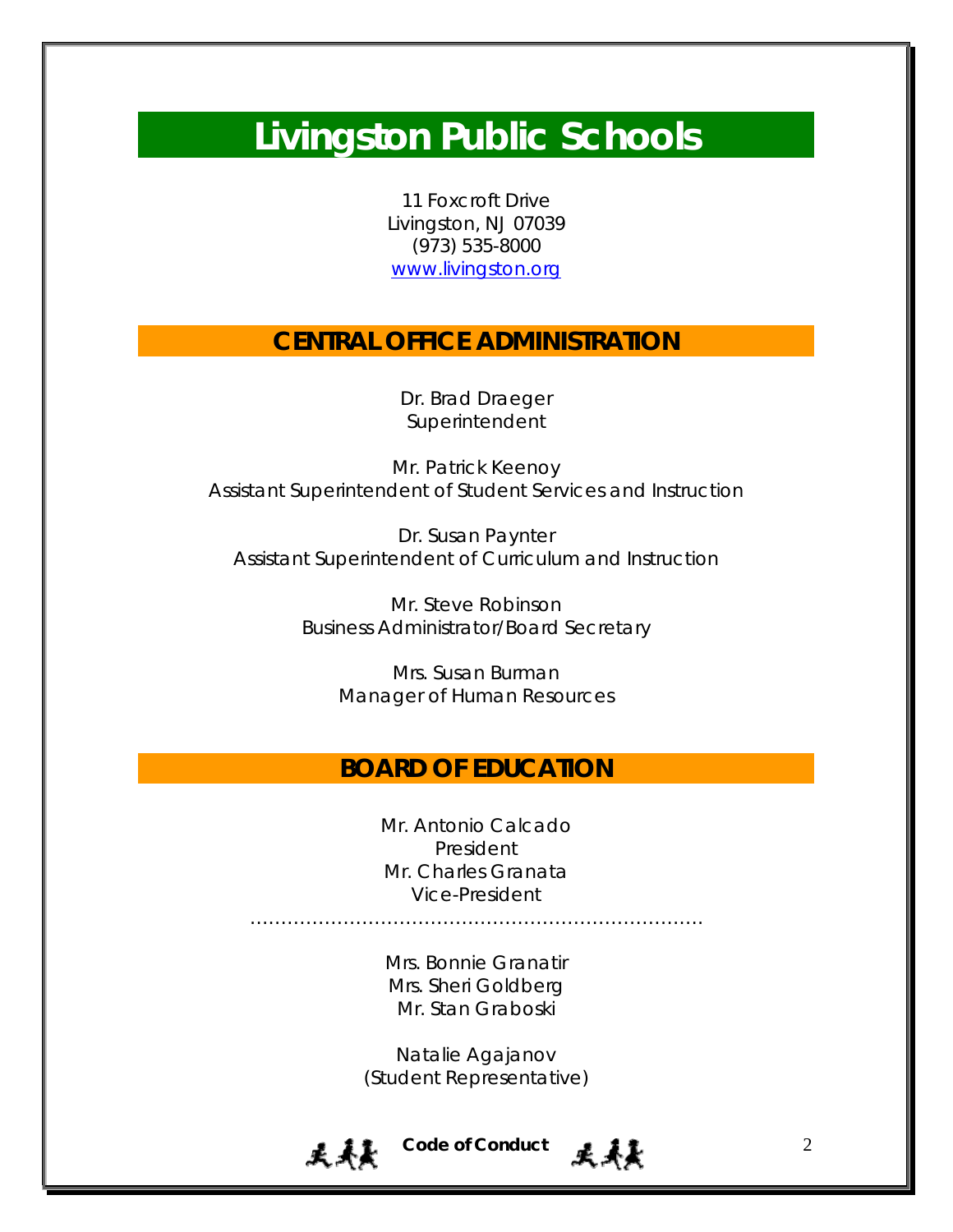# Livingston Public Schools

11 Foxcroft Drive
Livingston, NJ 07039
(973) 535-8000
www.livingston.org

## CENTRAL OFFICE ADMINISTRATION

Dr. Brad Draeger
Superintendent

Mr. Patrick Keenoy
Assistant Superintendent of Student Services and Instruction

Dr. Susan Paynter
Assistant Superintendent of Curriculum and Instruction

Mr. Steve Robinson
Business Administrator/Board Secretary

Mrs. Susan Burman
Manager of Human Resources

## BOARD OF EDUCATION

Mr. Antonio Calcado
President
Mr. Charles Granata
Vice-President

…………………………………………………………………

Mrs. Bonnie Granatir
Mrs. Sheri Goldberg
Mr. Stan Graboski

Natalie Agajanov
(Student Representative)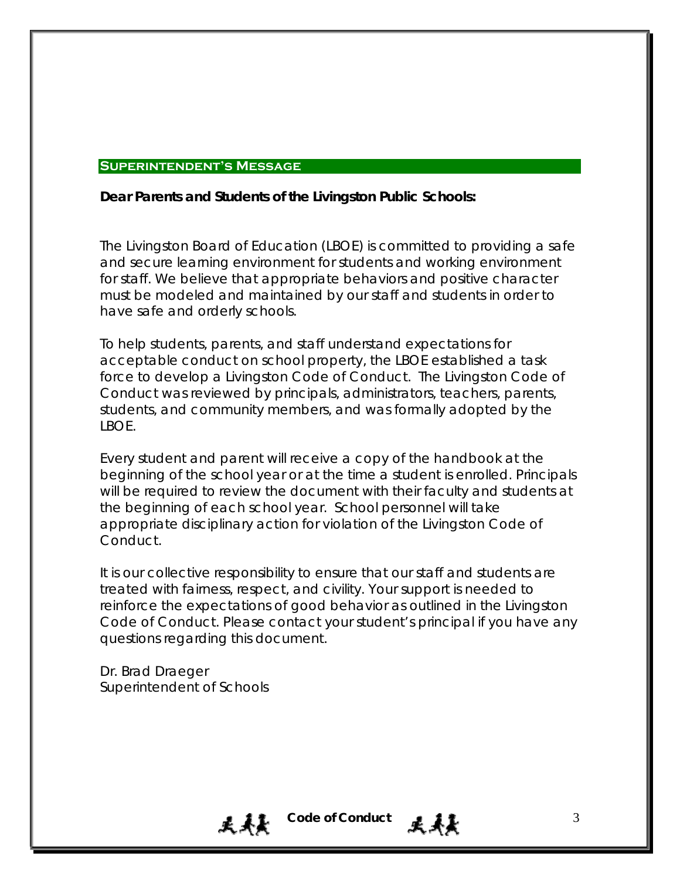## Superintendent's Message

**Dear Parents and Students of the Livingston Public Schools:**

The Livingston Board of Education (LBOE) is committed to providing a safe and secure learning environment for students and working environment for staff. We believe that appropriate behaviors and positive character must be modeled and maintained by our staff and students in order to have safe and orderly schools.

To help students, parents, and staff understand expectations for acceptable conduct on school property, the LBOE established a task force to develop a Livingston Code of Conduct. The Livingston Code of Conduct was reviewed by principals, administrators, teachers, parents, students, and community members, and was formally adopted by the LBOE.

Every student and parent will receive a copy of the handbook at the beginning of the school year or at the time a student is enrolled. Principals will be required to review the document with their faculty and students at the beginning of each school year. School personnel will take appropriate disciplinary action for violation of the Livingston Code of Conduct.

It is our collective responsibility to ensure that our staff and students are treated with fairness, respect, and civility. Your support is needed to reinforce the expectations of good behavior as outlined in the Livingston Code of Conduct. Please contact your student's principal if you have any questions regarding this document.

Dr. Brad Draeger
Superintendent of Schools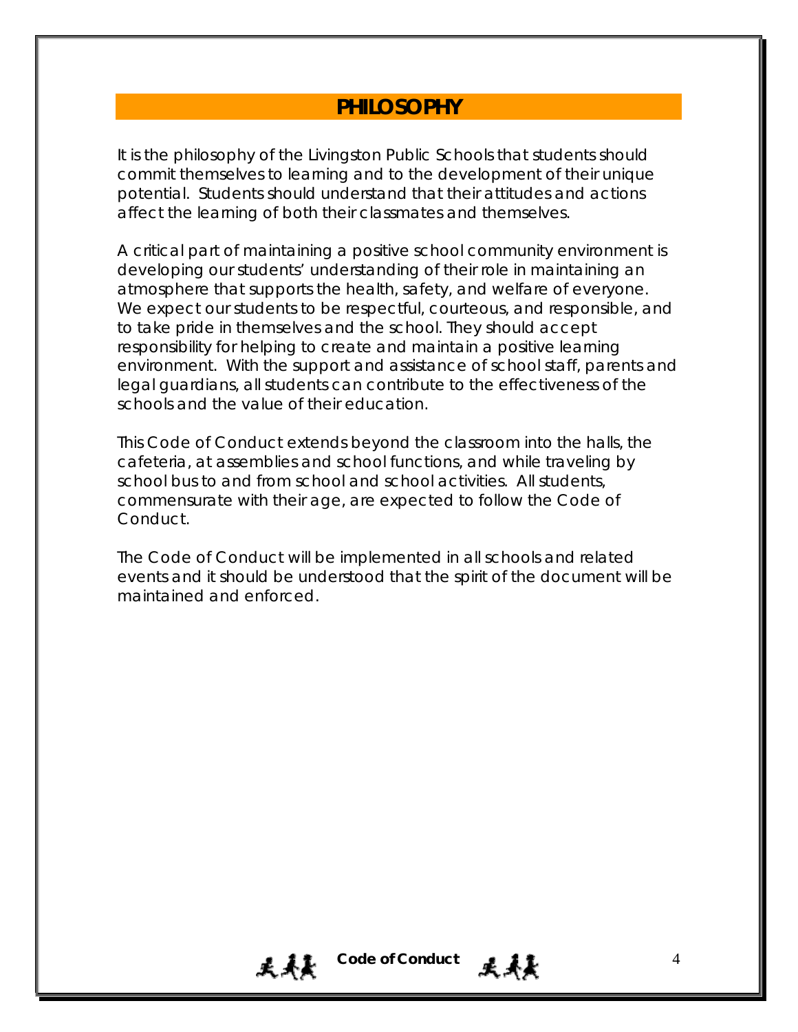# PHILOSOPHY

It is the philosophy of the Livingston Public Schools that students should commit themselves to learning and to the development of their unique potential. Students should understand that their attitudes and actions affect the learning of both their classmates and themselves.

A critical part of maintaining a positive school community environment is developing our students' understanding of their role in maintaining an atmosphere that supports the health, safety, and welfare of everyone. We expect our students to be respectful, courteous, and responsible, and to take pride in themselves and the school. They should accept responsibility for helping to create and maintain a positive learning environment. With the support and assistance of school staff, parents and legal guardians, all students can contribute to the effectiveness of the schools and the value of their education.

This Code of Conduct extends beyond the classroom into the halls, the cafeteria, at assemblies and school functions, and while traveling by school bus to and from school and school activities. All students, commensurate with their age, are expected to follow the Code of Conduct.

The Code of Conduct will be implemented in all schools and related events and it should be understood that the spirit of the document will be maintained and enforced.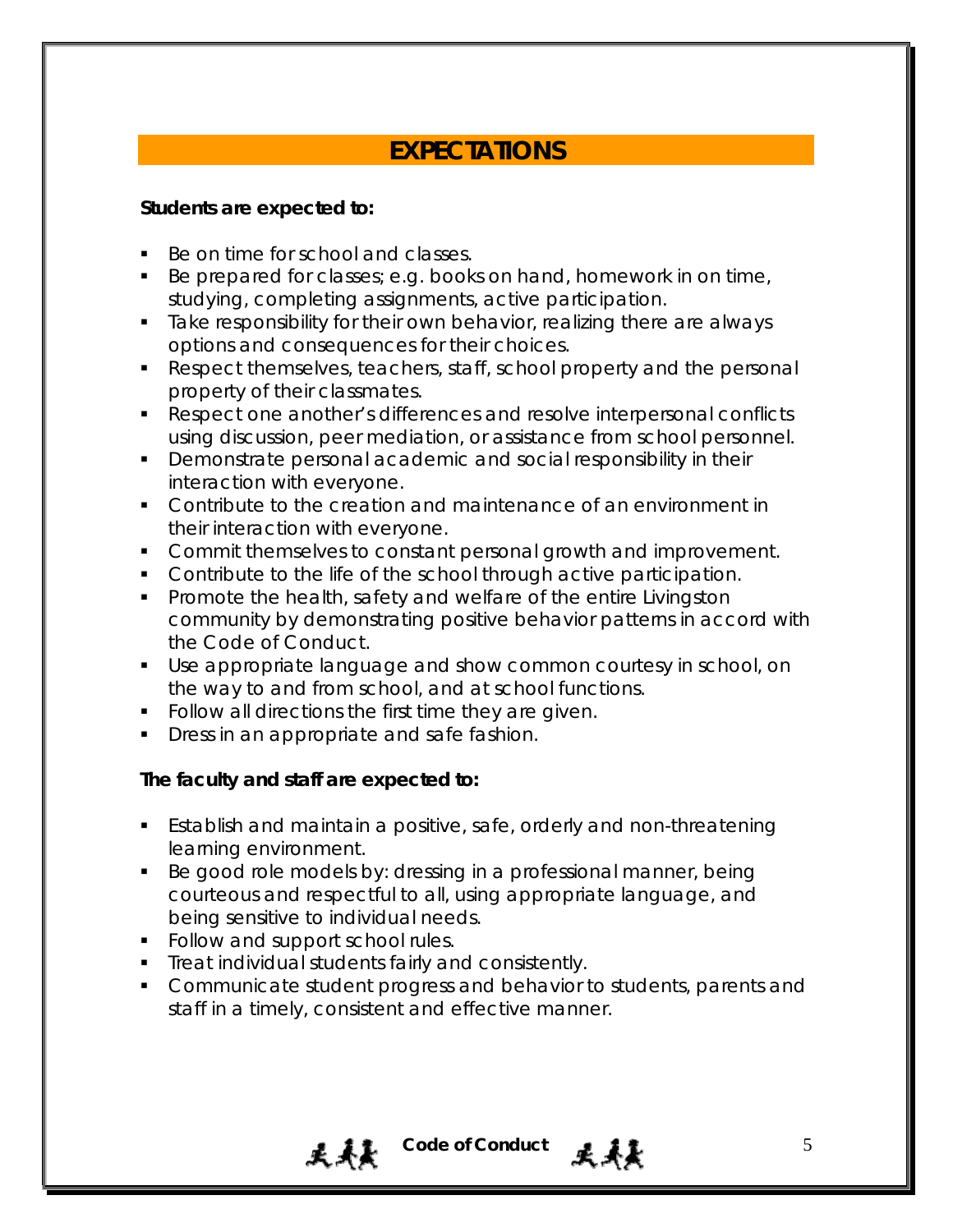## EXPECTATIONS

**Students are expected to:**

- Be on time for school and classes.
- Be prepared for classes; e.g. books on hand, homework in on time, studying, completing assignments, active participation.
- Take responsibility for their own behavior, realizing there are always options and consequences for their choices.
- Respect themselves, teachers, staff, school property and the personal property of their classmates.
- Respect one another's differences and resolve interpersonal conflicts using discussion, peer mediation, or assistance from school personnel.
- Demonstrate personal academic and social responsibility in their interaction with everyone.
- Contribute to the creation and maintenance of an environment in their interaction with everyone.
- Commit themselves to constant personal growth and improvement.
- Contribute to the life of the school through active participation.
- Promote the health, safety and welfare of the entire Livingston community by demonstrating positive behavior patterns in accord with the Code of Conduct.
- Use appropriate language and show common courtesy in school, on the way to and from school, and at school functions.
- Follow all directions the first time they are given.
- Dress in an appropriate and safe fashion.

**The faculty and staff are expected to:**

- Establish and maintain a positive, safe, orderly and non-threatening learning environment.
- Be good role models by: dressing in a professional manner, being courteous and respectful to all, using appropriate language, and being sensitive to individual needs.
- Follow and support school rules.
- Treat individual students fairly and consistently.
- Communicate student progress and behavior to students, parents and staff in a timely, consistent and effective manner.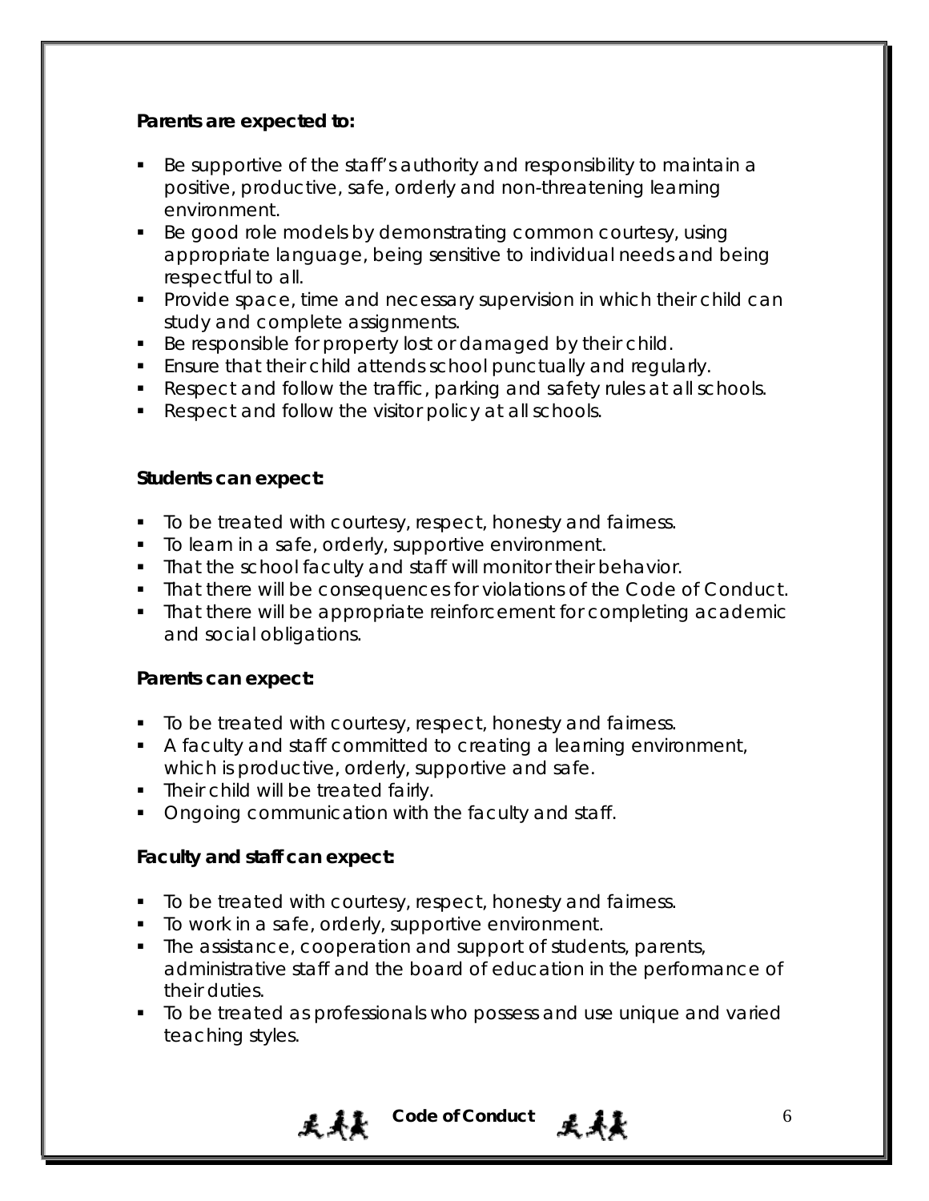**Parents are expected to:**

- Be supportive of the staff's authority and responsibility to maintain a positive, productive, safe, orderly and non-threatening learning environment.
- Be good role models by demonstrating common courtesy, using appropriate language, being sensitive to individual needs and being respectful to all.
- Provide space, time and necessary supervision in which their child can study and complete assignments.
- Be responsible for property lost or damaged by their child.
- Ensure that their child attends school punctually and regularly.
- Respect and follow the traffic, parking and safety rules at all schools.
- Respect and follow the visitor policy at all schools.

**Students can expect:**

- To be treated with courtesy, respect, honesty and fairness.
- To learn in a safe, orderly, supportive environment.
- That the school faculty and staff will monitor their behavior.
- That there will be consequences for violations of the Code of Conduct.
- That there will be appropriate reinforcement for completing academic and social obligations.

**Parents can expect:**

- To be treated with courtesy, respect, honesty and fairness.
- A faculty and staff committed to creating a learning environment, which is productive, orderly, supportive and safe.
- Their child will be treated fairly.
- Ongoing communication with the faculty and staff.

**Faculty and staff can expect:**

- To be treated with courtesy, respect, honesty and fairness.
- To work in a safe, orderly, supportive environment.
- The assistance, cooperation and support of students, parents, administrative staff and the board of education in the performance of their duties.
- To be treated as professionals who possess and use unique and varied teaching styles.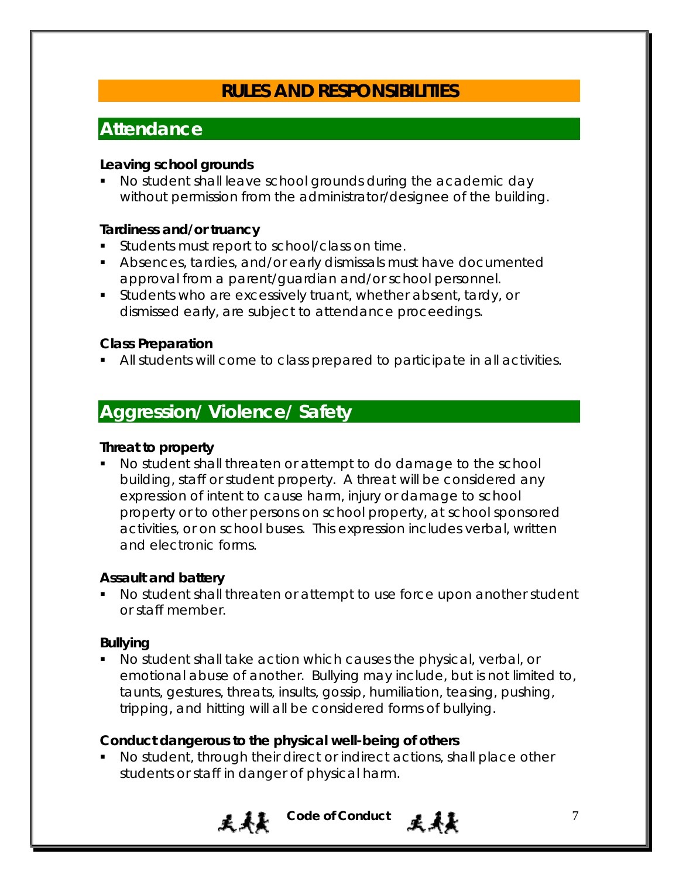# RULES AND RESPONSIBILITIES

## Attendance

### Leaving school grounds

- No student shall leave school grounds during the academic day without permission from the administrator/designee of the building.

### Tardiness and/or truancy

- Students must report to school/class on time.
- Absences, tardies, and/or early dismissals must have documented approval from a parent/guardian and/or school personnel.
- Students who are excessively truant, whether absent, tardy, or dismissed early, are subject to attendance proceedings.

### Class Preparation

- All students will come to class prepared to participate in all activities.

## Aggression/ Violence/ Safety

### Threat to property

- No student shall threaten or attempt to do damage to the school building, staff or student property. A threat will be considered any expression of intent to cause harm, injury or damage to school property or to other persons on school property, at school sponsored activities, or on school buses. This expression includes verbal, written and electronic forms.

### Assault and battery

- No student shall threaten or attempt to use force upon another student or staff member.

### Bullying

- No student shall take action which causes the physical, verbal, or emotional abuse of another. Bullying may include, but is not limited to, taunts, gestures, threats, insults, gossip, humiliation, teasing, pushing, tripping, and hitting will all be considered forms of bullying.

### Conduct dangerous to the physical well-being of others

- No student, through their direct or indirect actions, shall place other students or staff in danger of physical harm.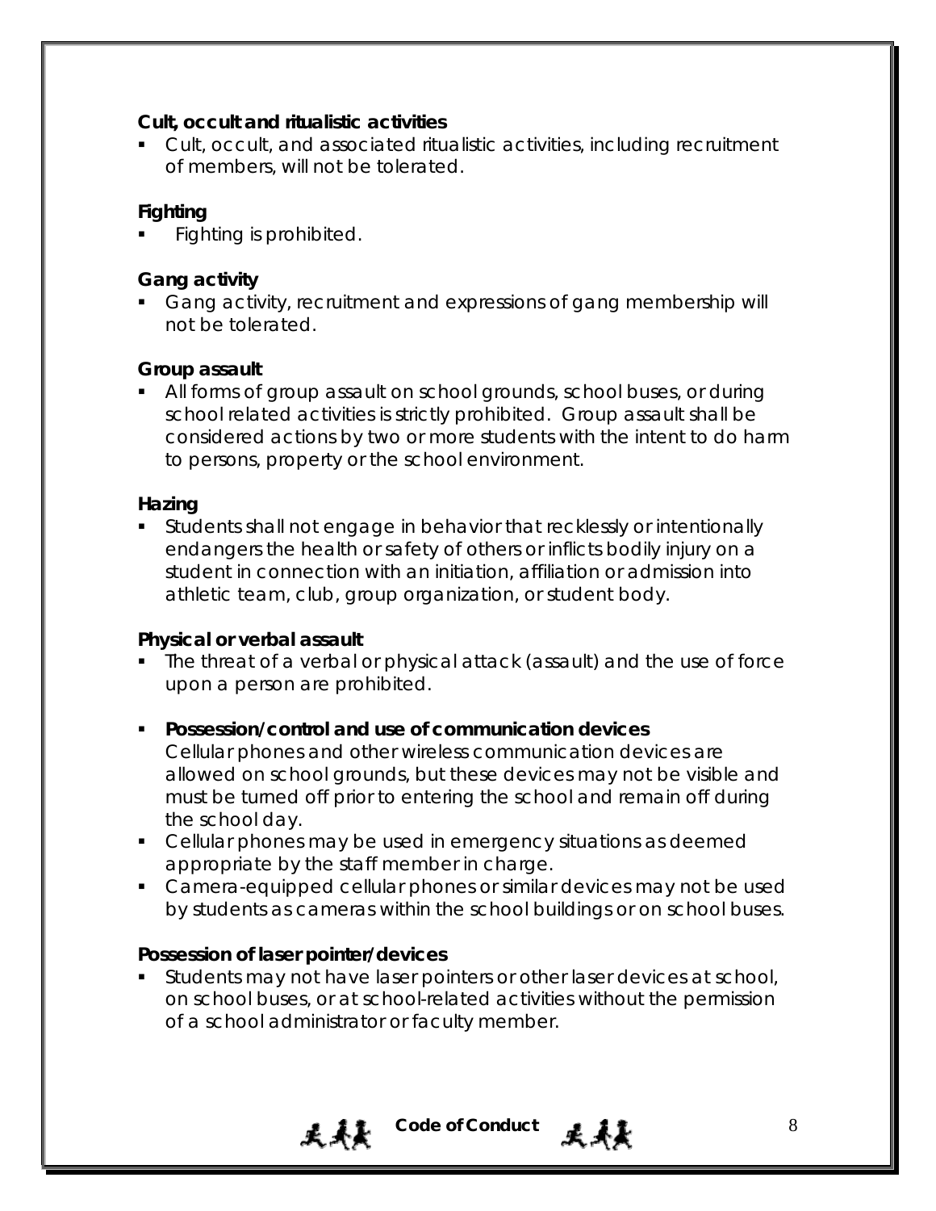**Cult, occult and ritualistic activities**

- Cult, occult, and associated ritualistic activities, including recruitment of members, will not be tolerated.

**Fighting**

- Fighting is prohibited.

**Gang activity**

- Gang activity, recruitment and expressions of gang membership will not be tolerated.

**Group assault**

- All forms of group assault on school grounds, school buses, or during school related activities is strictly prohibited. Group assault shall be considered actions by two or more students with the intent to do harm to persons, property or the school environment.

**Hazing**

- Students shall not engage in behavior that recklessly or intentionally endangers the health or safety of others or inflicts bodily injury on a student in connection with an initiation, affiliation or admission into athletic team, club, group organization, or student body.

**Physical or verbal assault**

- The threat of a verbal or physical attack (assault) and the use of force upon a person are prohibited.

- **Possession/control and use of communication devices**
  Cellular phones and other wireless communication devices are allowed on school grounds, but these devices may not be visible and must be turned off prior to entering the school and remain off during the school day.
- Cellular phones may be used in emergency situations as deemed appropriate by the staff member in charge.
- Camera-equipped cellular phones or similar devices may not be used by students as cameras within the school buildings or on school buses.

**Possession of laser pointer/devices**

- Students may not have laser pointers or other laser devices at school, on school buses, or at school-related activities without the permission of a school administrator or faculty member.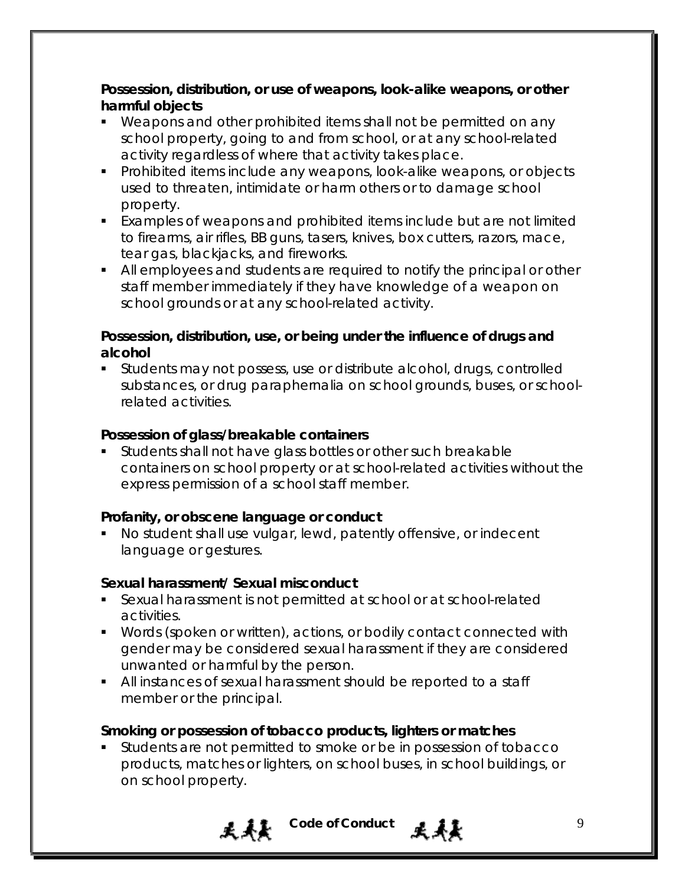**Possession, distribution, or use of weapons, look-alike weapons, or other harmful objects**

- Weapons and other prohibited items shall not be permitted on any school property, going to and from school, or at any school-related activity regardless of where that activity takes place.
- Prohibited items include any weapons, look-alike weapons, or objects used to threaten, intimidate or harm others or to damage school property.
- Examples of weapons and prohibited items include but are not limited to firearms, air rifles, BB guns, tasers, knives, box cutters, razors, mace, tear gas, blackjacks, and fireworks.
- All employees and students are required to notify the principal or other staff member immediately if they have knowledge of a weapon on school grounds or at any school-related activity.

**Possession, distribution, use, or being under the influence of drugs and alcohol**

- Students may not possess, use or distribute alcohol, drugs, controlled substances, or drug paraphernalia on school grounds, buses, or school-related activities.

**Possession of glass/breakable containers**

- Students shall not have glass bottles or other such breakable containers on school property or at school-related activities without the express permission of a school staff member.

**Profanity, or obscene language or conduct**

- No student shall use vulgar, lewd, patently offensive, or indecent language or gestures.

**Sexual harassment/ Sexual misconduct**

- Sexual harassment is not permitted at school or at school-related activities.
- Words (spoken or written), actions, or bodily contact connected with gender may be considered sexual harassment if they are considered unwanted or harmful by the person.
- All instances of sexual harassment should be reported to a staff member or the principal.

**Smoking or possession of tobacco products, lighters or matches**

- Students are not permitted to smoke or be in possession of tobacco products, matches or lighters, on school buses, in school buildings, or on school property.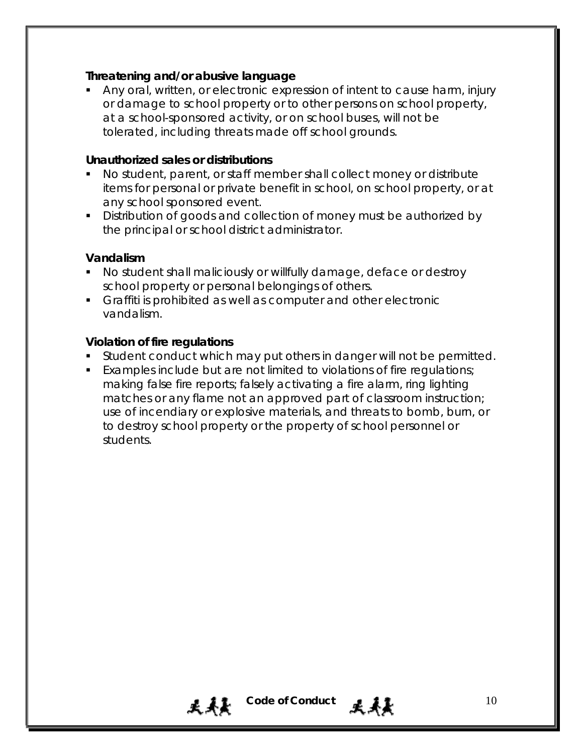**Threatening and/or abusive language**

- Any oral, written, or electronic expression of intent to cause harm, injury or damage to school property or to other persons on school property, at a school-sponsored activity, or on school buses, will not be tolerated, including threats made off school grounds.

**Unauthorized sales or distributions**

- No student, parent, or staff member shall collect money or distribute items for personal or private benefit in school, on school property, or at any school sponsored event.
- Distribution of goods and collection of money must be authorized by the principal or school district administrator.

**Vandalism**

- No student shall maliciously or willfully damage, deface or destroy school property or personal belongings of others.
- Graffiti is prohibited as well as computer and other electronic vandalism.

**Violation of fire regulations**

- Student conduct which may put others in danger will not be permitted.
- Examples include but are not limited to violations of fire regulations; making false fire reports; falsely activating a fire alarm, ring lighting matches or any flame not an approved part of classroom instruction; use of incendiary or explosive materials, and threats to bomb, burn, or to destroy school property or the property of school personnel or students.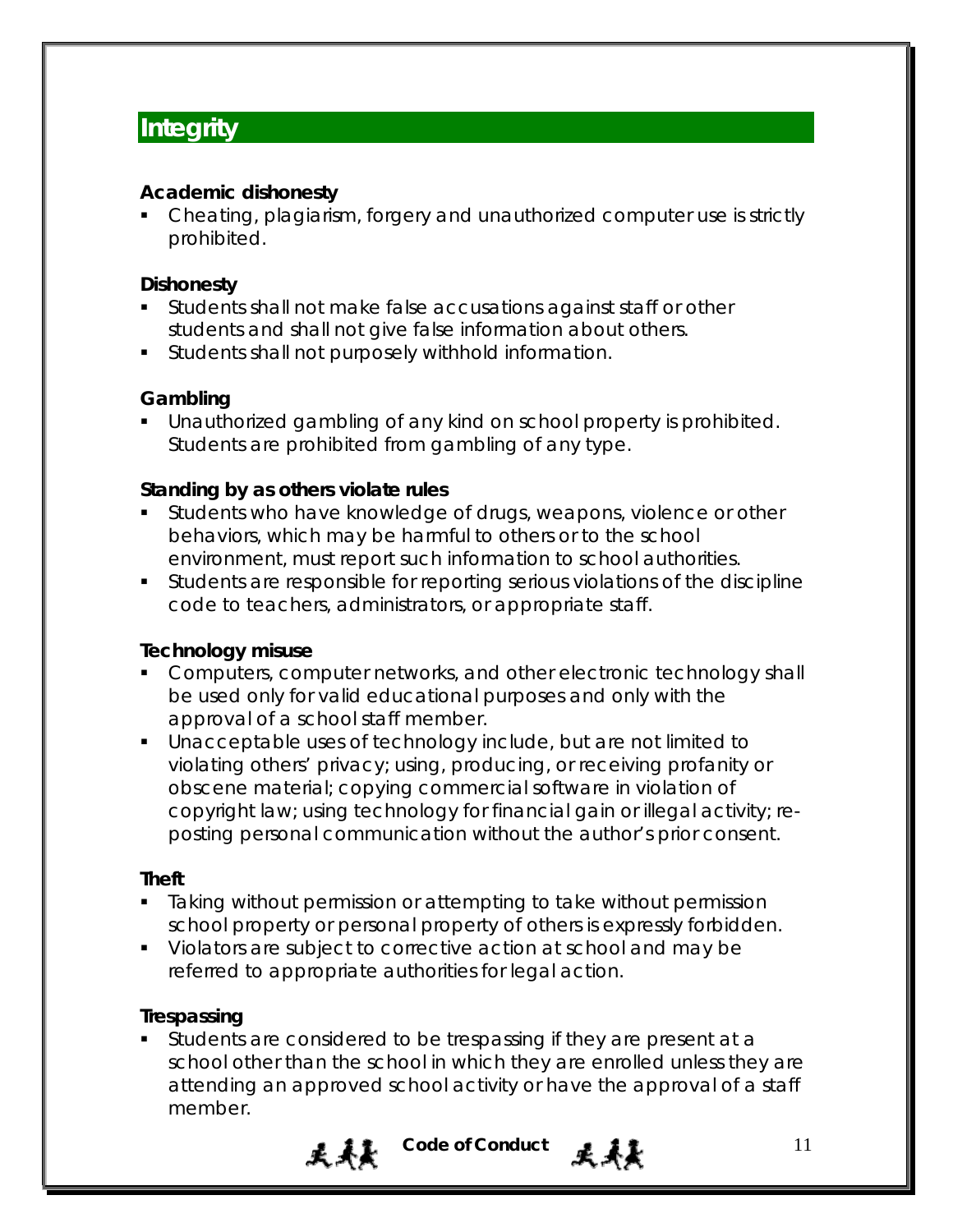## Integrity

### Academic dishonesty

- Cheating, plagiarism, forgery and unauthorized computer use is strictly prohibited.

### Dishonesty

- Students shall not make false accusations against staff or other students and shall not give false information about others.
- Students shall not purposely withhold information.

### Gambling

- Unauthorized gambling of any kind on school property is prohibited. Students are prohibited from gambling of any type.

### Standing by as others violate rules

- Students who have knowledge of drugs, weapons, violence or other behaviors, which may be harmful to others or to the school environment, must report such information to school authorities.
- Students are responsible for reporting serious violations of the discipline code to teachers, administrators, or appropriate staff.

### Technology misuse

- Computers, computer networks, and other electronic technology shall be used only for valid educational purposes and only with the approval of a school staff member.
- Unacceptable uses of technology include, but are not limited to violating others' privacy; using, producing, or receiving profanity or obscene material; copying commercial software in violation of copyright law; using technology for financial gain or illegal activity; re-posting personal communication without the author's prior consent.

### Theft

- Taking without permission or attempting to take without permission school property or personal property of others is expressly forbidden.
- Violators are subject to corrective action at school and may be referred to appropriate authorities for legal action.

### Trespassing

- Students are considered to be trespassing if they are present at a school other than the school in which they are enrolled unless they are attending an approved school activity or have the approval of a staff member.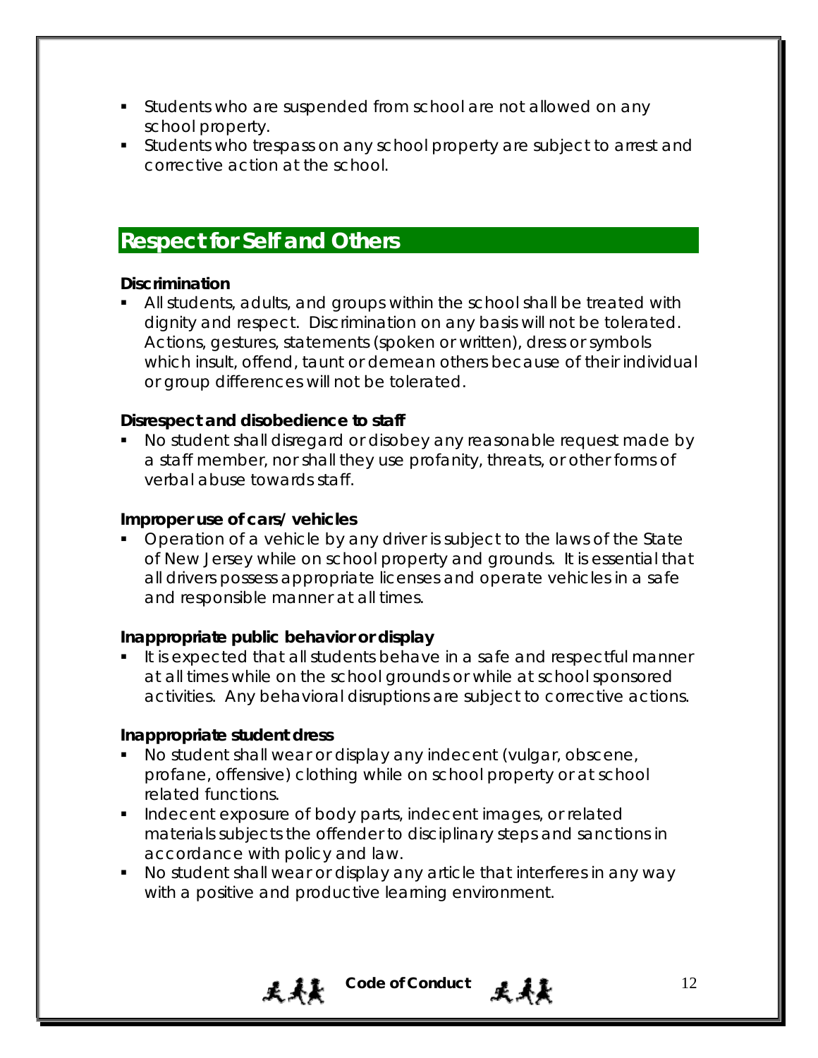- Students who are suspended from school are not allowed on any school property.
- Students who trespass on any school property are subject to arrest and corrective action at the school.

## Respect for Self and Others

**Discrimination**

- All students, adults, and groups within the school shall be treated with dignity and respect. Discrimination on any basis will not be tolerated. Actions, gestures, statements (spoken or written), dress or symbols which insult, offend, taunt or demean others because of their individual or group differences will not be tolerated.

**Disrespect and disobedience to staff**

- No student shall disregard or disobey any reasonable request made by a staff member, nor shall they use profanity, threats, or other forms of verbal abuse towards staff.

**Improper use of cars/ vehicles**

- Operation of a vehicle by any driver is subject to the laws of the State of New Jersey while on school property and grounds. It is essential that all drivers possess appropriate licenses and operate vehicles in a safe and responsible manner at all times.

**Inappropriate public behavior or display**

- It is expected that all students behave in a safe and respectful manner at all times while on the school grounds or while at school sponsored activities. Any behavioral disruptions are subject to corrective actions.

**Inappropriate student dress**

- No student shall wear or display any indecent (vulgar, obscene, profane, offensive) clothing while on school property or at school related functions.
- Indecent exposure of body parts, indecent images, or related materials subjects the offender to disciplinary steps and sanctions in accordance with policy and law.
- No student shall wear or display any article that interferes in any way with a positive and productive learning environment.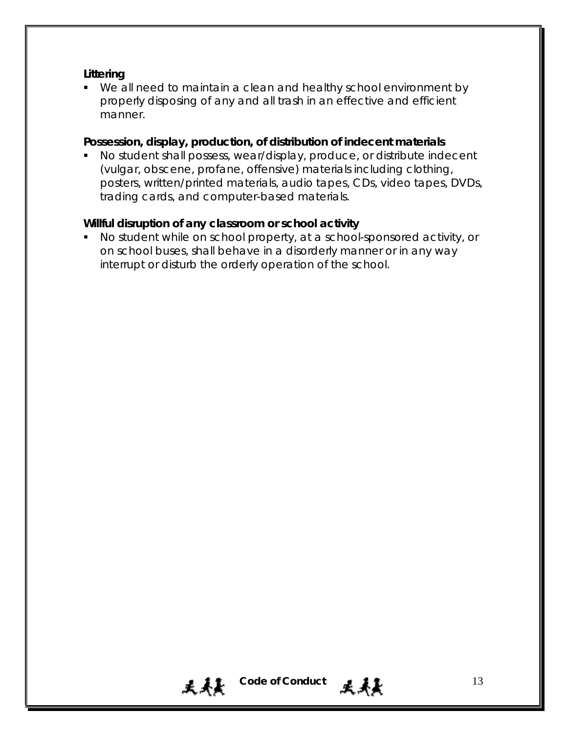**Littering**

- We all need to maintain a clean and healthy school environment by properly disposing of any and all trash in an effective and efficient manner.

**Possession, display, production, of distribution of indecent materials**

- No student shall possess, wear/display, produce, or distribute indecent (vulgar, obscene, profane, offensive) materials including clothing, posters, written/printed materials, audio tapes, CDs, video tapes, DVDs, trading cards, and computer-based materials.

**Willful disruption of any classroom or school activity**

- No student while on school property, at a school-sponsored activity, or on school buses, shall behave in a disorderly manner or in any way interrupt or disturb the orderly operation of the school.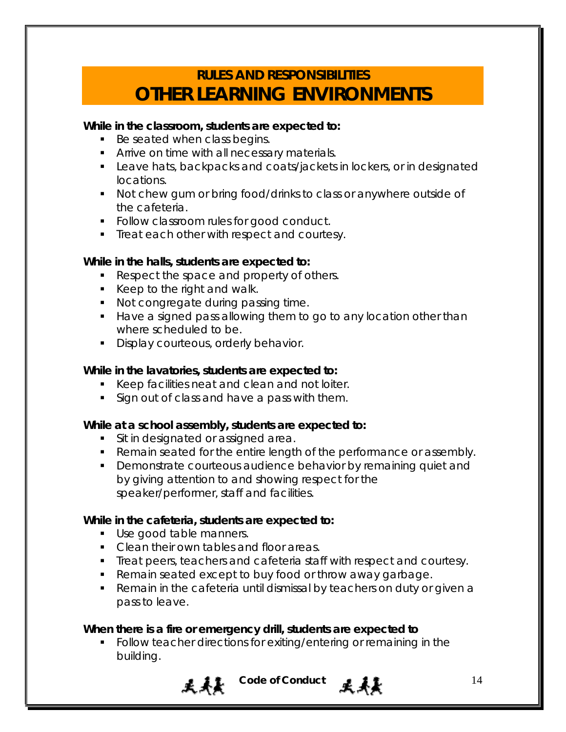## RULES AND RESPONSIBILTIES

# OTHER LEARNING ENVIRONMENTS

**While in the classroom, students are expected to:**

- Be seated when class begins.
- Arrive on time with all necessary materials.
- Leave hats, backpacks and coats/jackets in lockers, or in designated locations.
- Not chew gum or bring food/drinks to class or anywhere outside of the cafeteria.
- Follow classroom rules for good conduct.
- Treat each other with respect and courtesy.

**While in the halls, students are expected to:**

- Respect the space and property of others.
- Keep to the right and walk.
- Not congregate during passing time.
- Have a signed pass allowing them to go to any location other than where scheduled to be.
- Display courteous, orderly behavior.

**While in the lavatories, students are expected to:**

- Keep facilities neat and clean and not loiter.
- Sign out of class and have a pass with them.

**While at a school assembly, students are expected to:**

- Sit in designated or assigned area.
- Remain seated for the entire length of the performance or assembly.
- Demonstrate courteous audience behavior by remaining quiet and by giving attention to and showing respect for the speaker/performer, staff and facilities.

**While in the cafeteria, students are expected to:**

- Use good table manners.
- Clean their own tables and floor areas.
- Treat peers, teachers and cafeteria staff with respect and courtesy.
- Remain seated except to buy food or throw away garbage.
- Remain in the cafeteria until dismissal by teachers on duty or given a pass to leave.

**When there is a fire or emergency drill, students are expected to**

- Follow teacher directions for exiting/entering or remaining in the building.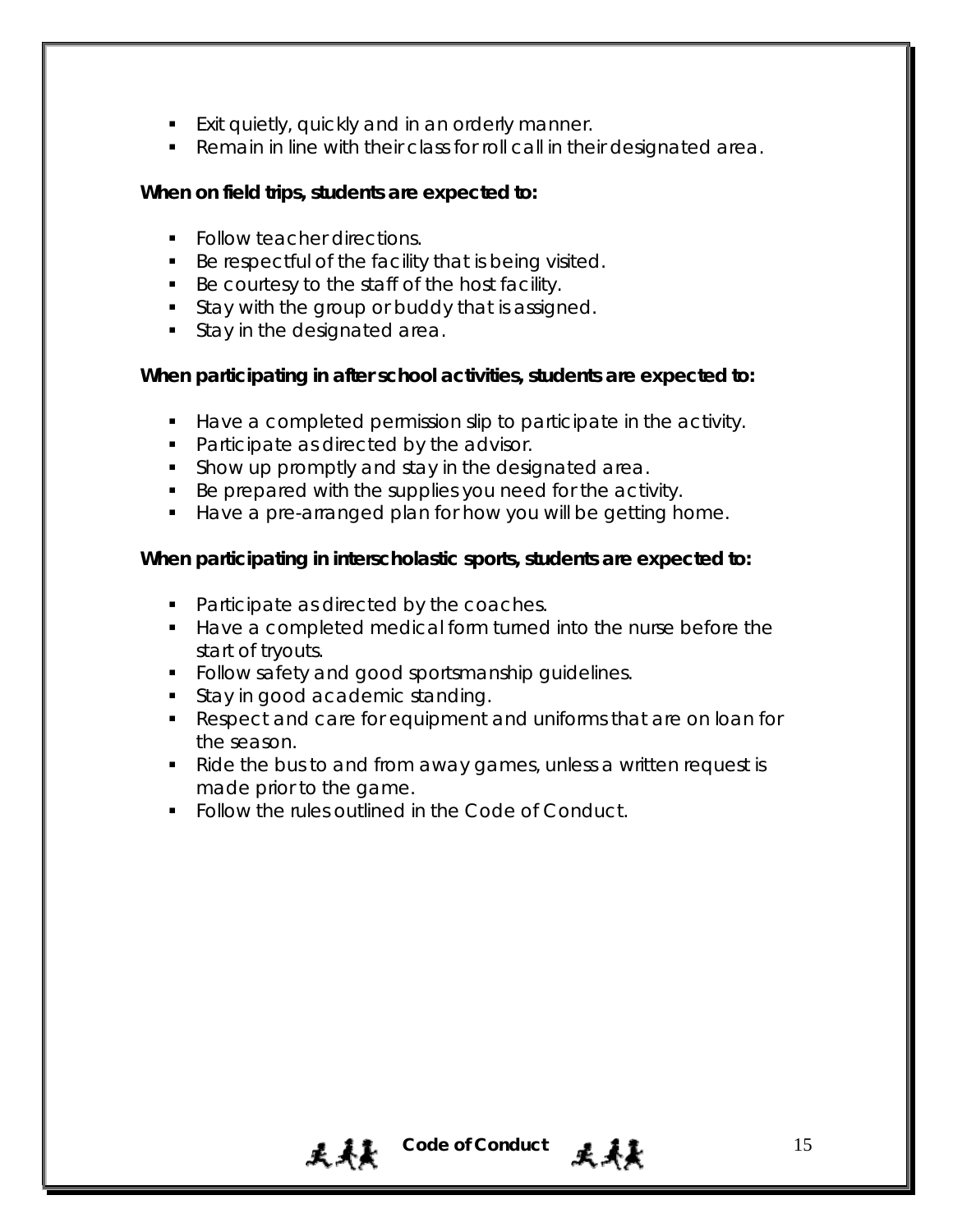- Exit quietly, quickly and in an orderly manner.
- Remain in line with their class for roll call in their designated area.

**When on field trips, students are expected to:**

- Follow teacher directions.
- Be respectful of the facility that is being visited.
- Be courtesy to the staff of the host facility.
- Stay with the group or buddy that is assigned.
- Stay in the designated area.

**When participating in after school activities, students are expected to:**

- Have a completed permission slip to participate in the activity.
- Participate as directed by the advisor.
- Show up promptly and stay in the designated area.
- Be prepared with the supplies you need for the activity.
- Have a pre-arranged plan for how you will be getting home.

**When participating in interscholastic sports, students are expected to:**

- Participate as directed by the coaches.
- Have a completed medical form turned into the nurse before the start of tryouts.
- Follow safety and good sportsmanship guidelines.
- Stay in good academic standing.
- Respect and care for equipment and uniforms that are on loan for the season.
- Ride the bus to and from away games, unless a written request is made prior to the game.
- Follow the rules outlined in the Code of Conduct.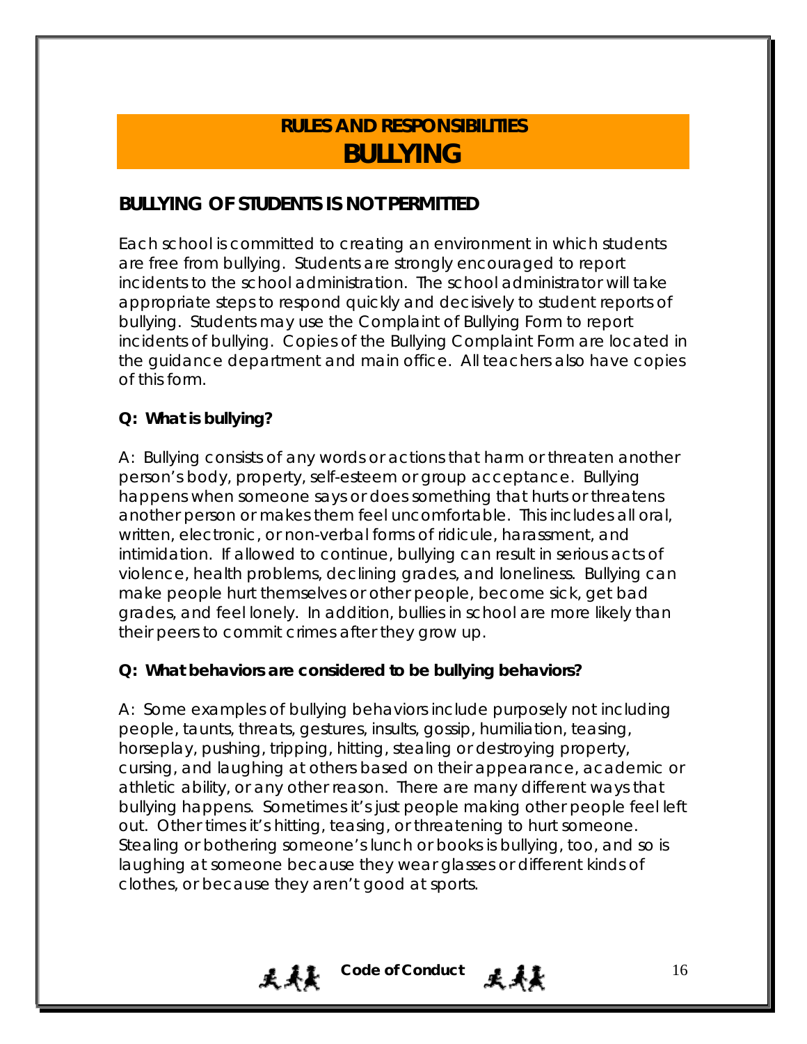# RULES AND RESPONSIBILITIES
# BULLYING

## BULLYING OF STUDENTS IS NOT PERMITTED

Each school is committed to creating an environment in which students are free from bullying. Students are strongly encouraged to report incidents to the school administration. The school administrator will take appropriate steps to respond quickly and decisively to student reports of bullying. Students may use the Complaint of Bullying Form to report incidents of bullying. Copies of the Bullying Complaint Form are located in the guidance department and main office. All teachers also have copies of this form.

**Q: What is bullying?**

A: Bullying consists of any words or actions that harm or threaten another person's body, property, self-esteem or group acceptance. Bullying happens when someone says or does something that hurts or threatens another person or makes them feel uncomfortable. This includes all oral, written, electronic, or non-verbal forms of ridicule, harassment, and intimidation. If allowed to continue, bullying can result in serious acts of violence, health problems, declining grades, and loneliness. Bullying can make people hurt themselves or other people, become sick, get bad grades, and feel lonely. In addition, bullies in school are more likely than their peers to commit crimes after they grow up.

**Q: What behaviors are considered to be bullying behaviors?**

A: Some examples of bullying behaviors include purposely not including people, taunts, threats, gestures, insults, gossip, humiliation, teasing, horseplay, pushing, tripping, hitting, stealing or destroying property, cursing, and laughing at others based on their appearance, academic or athletic ability, or any other reason. There are many different ways that bullying happens. Sometimes it's just people making other people feel left out. Other times it's hitting, teasing, or threatening to hurt someone. Stealing or bothering someone's lunch or books is bullying, too, and so is laughing at someone because they wear glasses or different kinds of clothes, or because they aren't good at sports.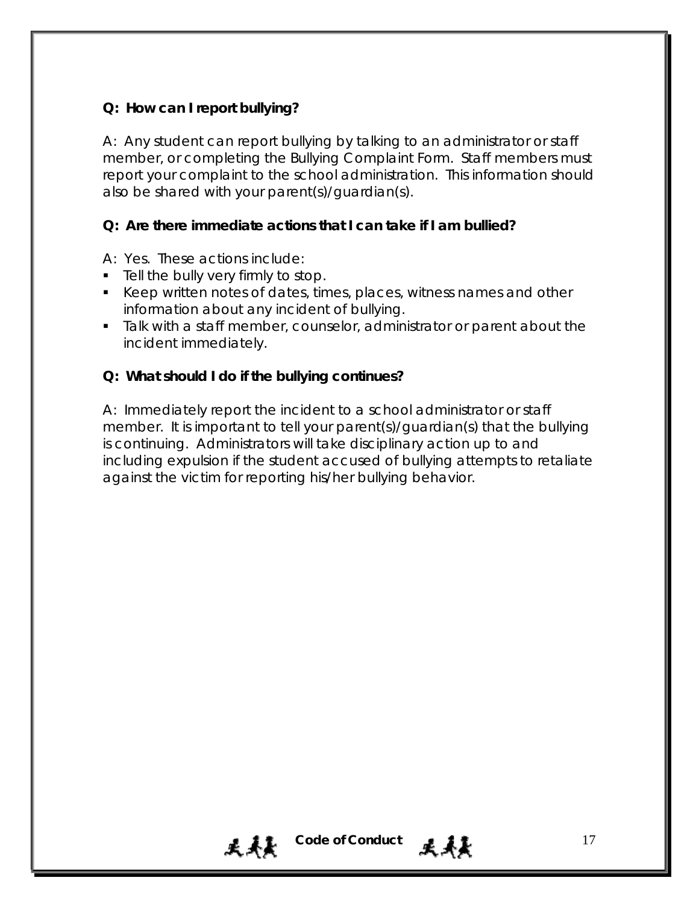**Q: How can I report bullying?**

A: Any student can report bullying by talking to an administrator or staff member, or completing the Bullying Complaint Form. Staff members must report your complaint to the school administration. This information should also be shared with your parent(s)/guardian(s).

**Q: Are there immediate actions that I can take if I am bullied?**

A: Yes. These actions include:

- Tell the bully very firmly to stop.
- Keep written notes of dates, times, places, witness names and other information about any incident of bullying.
- Talk with a staff member, counselor, administrator or parent about the incident immediately.

**Q: What should I do if the bullying continues?**

A: Immediately report the incident to a school administrator or staff member. It is important to tell your parent(s)/guardian(s) that the bullying is continuing. Administrators will take disciplinary action up to and including expulsion if the student accused of bullying attempts to retaliate against the victim for reporting his/her bullying behavior.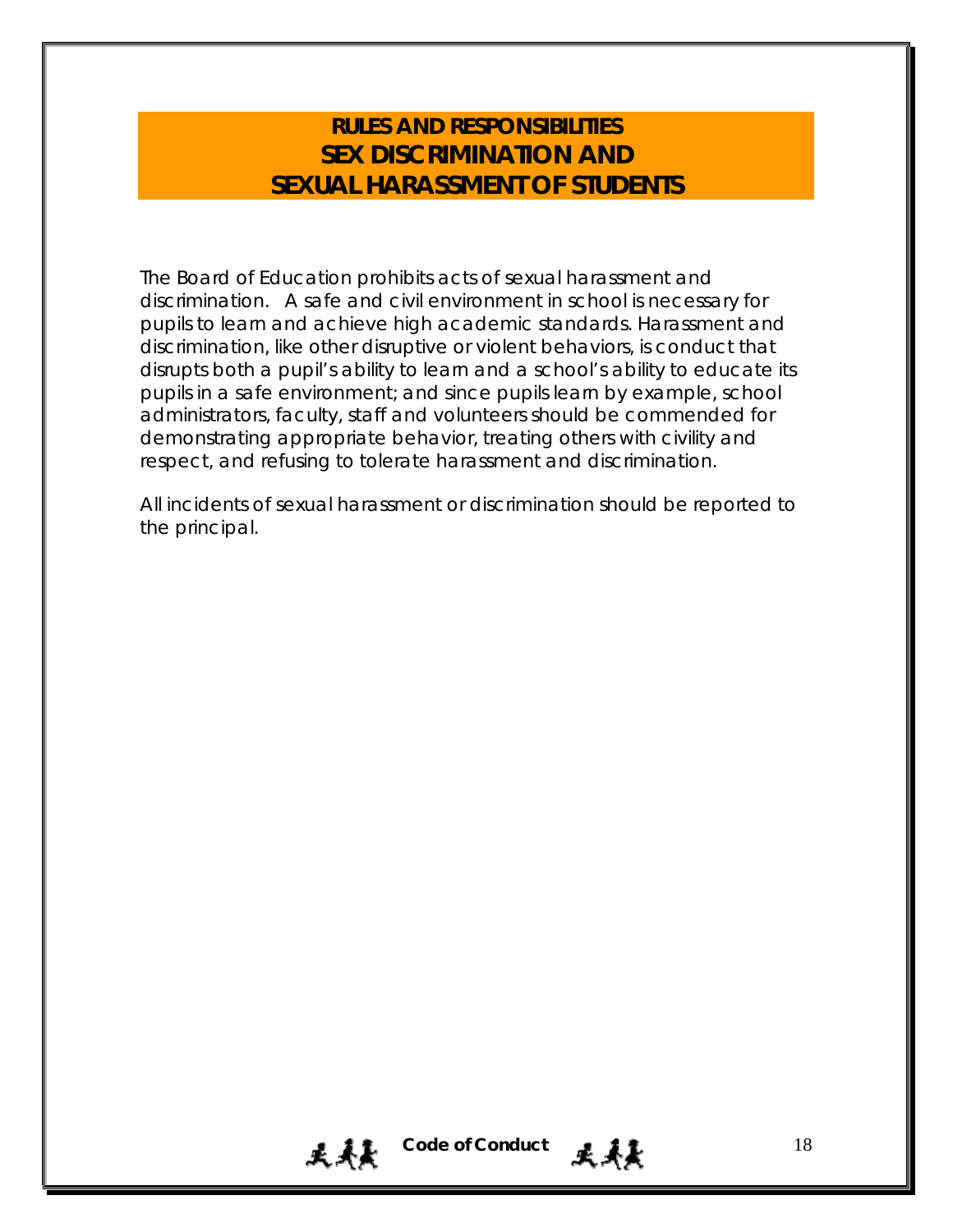# RULES AND RESPONSIBILITIES
# SEX DISCRIMINATION AND SEXUAL HARASSMENT OF STUDENTS

*The Board of Education prohibits acts of sexual harassment and discrimination. A safe and civil environment in school is necessary for pupils to learn and achieve high academic standards. Harassment and discrimination, like other disruptive or violent behaviors, is conduct that disrupts both a pupil's ability to learn and a school's ability to educate its pupils in a safe environment; and since pupils learn by example, school administrators, faculty, staff and volunteers should be commended for demonstrating appropriate behavior, treating others with civility and respect, and refusing to tolerate harassment and discrimination.*

*All incidents of sexual harassment or discrimination should be reported to the principal.*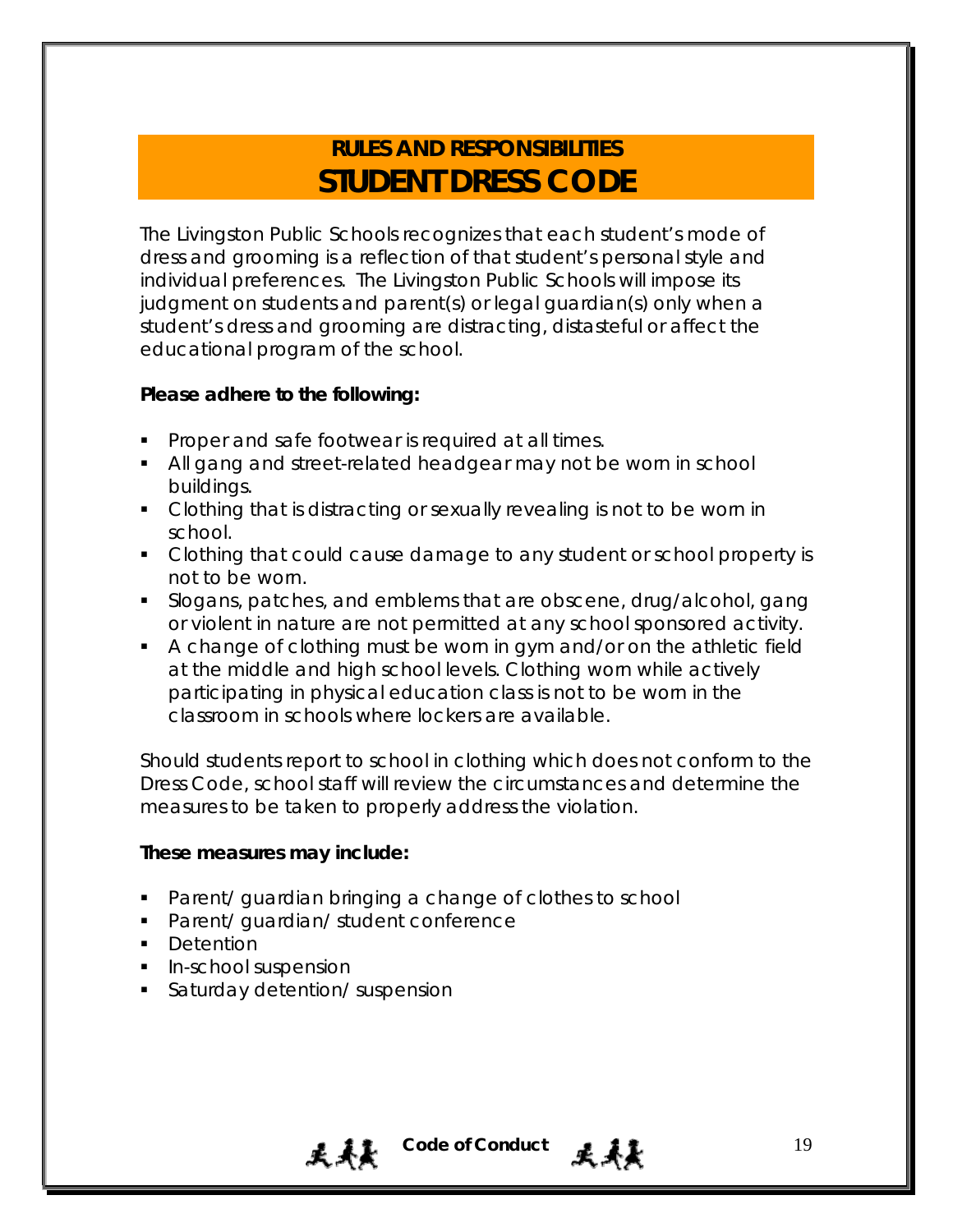## RULES AND RESPONSIBILITIES

# STUDENT DRESS CODE

The Livingston Public Schools recognizes that each student's mode of dress and grooming is a reflection of that student's personal style and individual preferences. The Livingston Public Schools will impose its judgment on students and parent(s) or legal guardian(s) only when a student's dress and grooming are distracting, distasteful or affect the educational program of the school.

**Please adhere to the following:**

- Proper and safe footwear is required at all times.
- All gang and street-related headgear may not be worn in school buildings.
- Clothing that is distracting or sexually revealing is not to be worn in school.
- Clothing that could cause damage to any student or school property is not to be worn.
- Slogans, patches, and emblems that are obscene, drug/alcohol, gang or violent in nature are not permitted at any school sponsored activity.
- A change of clothing must be worn in gym and/or on the athletic field at the middle and high school levels. Clothing worn while actively participating in physical education class is not to be worn in the classroom in schools where lockers are available.

Should students report to school in clothing which does not conform to the Dress Code, school staff will review the circumstances and determine the measures to be taken to properly address the violation.

**These measures may include:**

- Parent/ guardian bringing a change of clothes to school
- Parent/ guardian/ student conference
- Detention
- In-school suspension
- Saturday detention/ suspension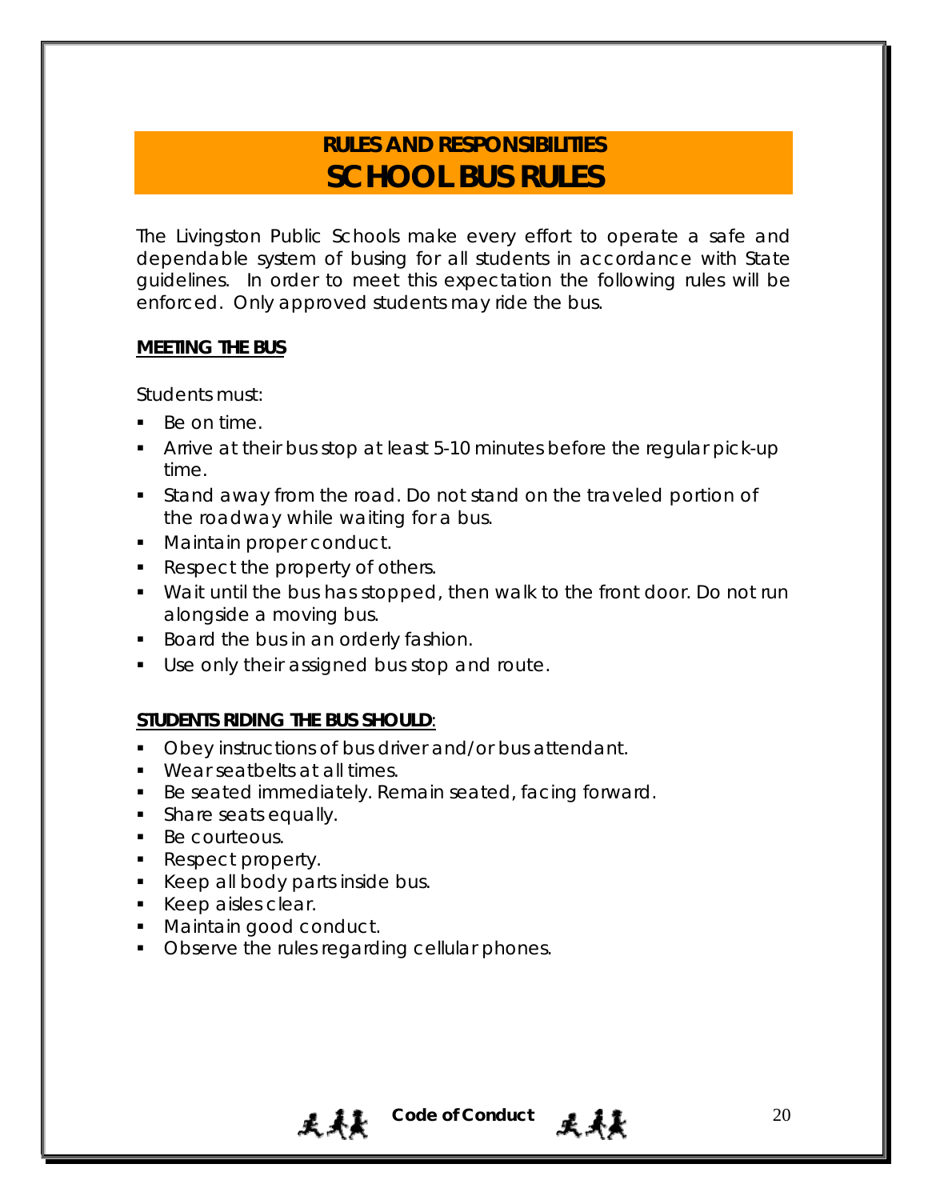# RULES AND RESPONSIBILITIES
# SCHOOL BUS RULES

The Livingston Public Schools make every effort to operate a safe and dependable system of busing for all students in accordance with State guidelines. In order to meet this expectation the following rules will be enforced. Only approved students may ride the bus.

## MEETING THE BUS

Students must:

- Be on time.
- Arrive at their bus stop at least 5-10 minutes before the regular pick-up time.
- Stand away from the road. Do not stand on the traveled portion of the roadway while waiting for a bus.
- Maintain proper conduct.
- Respect the property of others.
- Wait until the bus has stopped, then walk to the front door. Do not run alongside a moving bus.
- Board the bus in an orderly fashion.
- Use only their assigned bus stop and route.

## STUDENTS RIDING THE BUS SHOULD:

- Obey instructions of bus driver and/or bus attendant.
- Wear seatbelts at all times.
- Be seated immediately. Remain seated, facing forward.
- Share seats equally.
- Be courteous.
- Respect property.
- Keep all body parts inside bus.
- Keep aisles clear.
- Maintain good conduct.
- Observe the rules regarding cellular phones.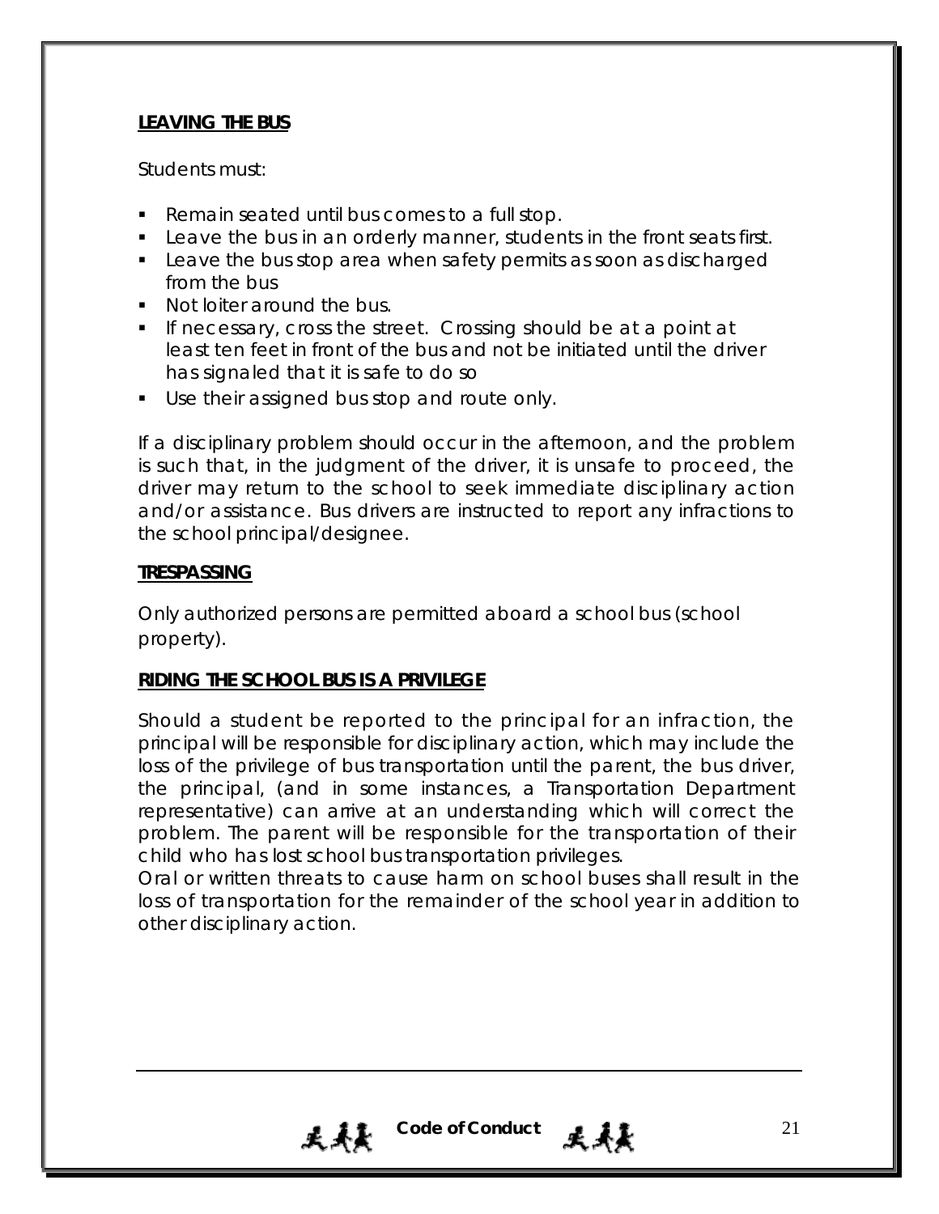**LEAVING THE BUS**

Students must:

- Remain seated until bus comes to a full stop.
- Leave the bus in an orderly manner, students in the front seats first.
- Leave the bus stop area when safety permits as soon as discharged from the bus
- Not loiter around the bus.
- If necessary, cross the street. Crossing should be at a point at least ten feet in front of the bus and not be initiated until the driver has signaled that it is safe to do so
- Use their assigned bus stop and route only.

If a disciplinary problem should occur in the afternoon, and the problem is such that, in the judgment of the driver, it is unsafe to proceed, the driver may return to the school to seek immediate disciplinary action and/or assistance. Bus drivers are instructed to report any infractions to the school principal/designee.

**TRESPASSING**

Only authorized persons are permitted aboard a school bus (school property).

**RIDING THE SCHOOL BUS IS A PRIVILEGE**

Should a student be reported to the principal for an infraction, the principal will be responsible for disciplinary action, which may include the loss of the privilege of bus transportation until the parent, the bus driver, the principal, (and in some instances, a Transportation Department representative) can arrive at an understanding which will correct the problem. The parent will be responsible for the transportation of their child who has lost school bus transportation privileges.

Oral or written threats to cause harm on school buses shall result in the loss of transportation for the remainder of the school year in addition to other disciplinary action.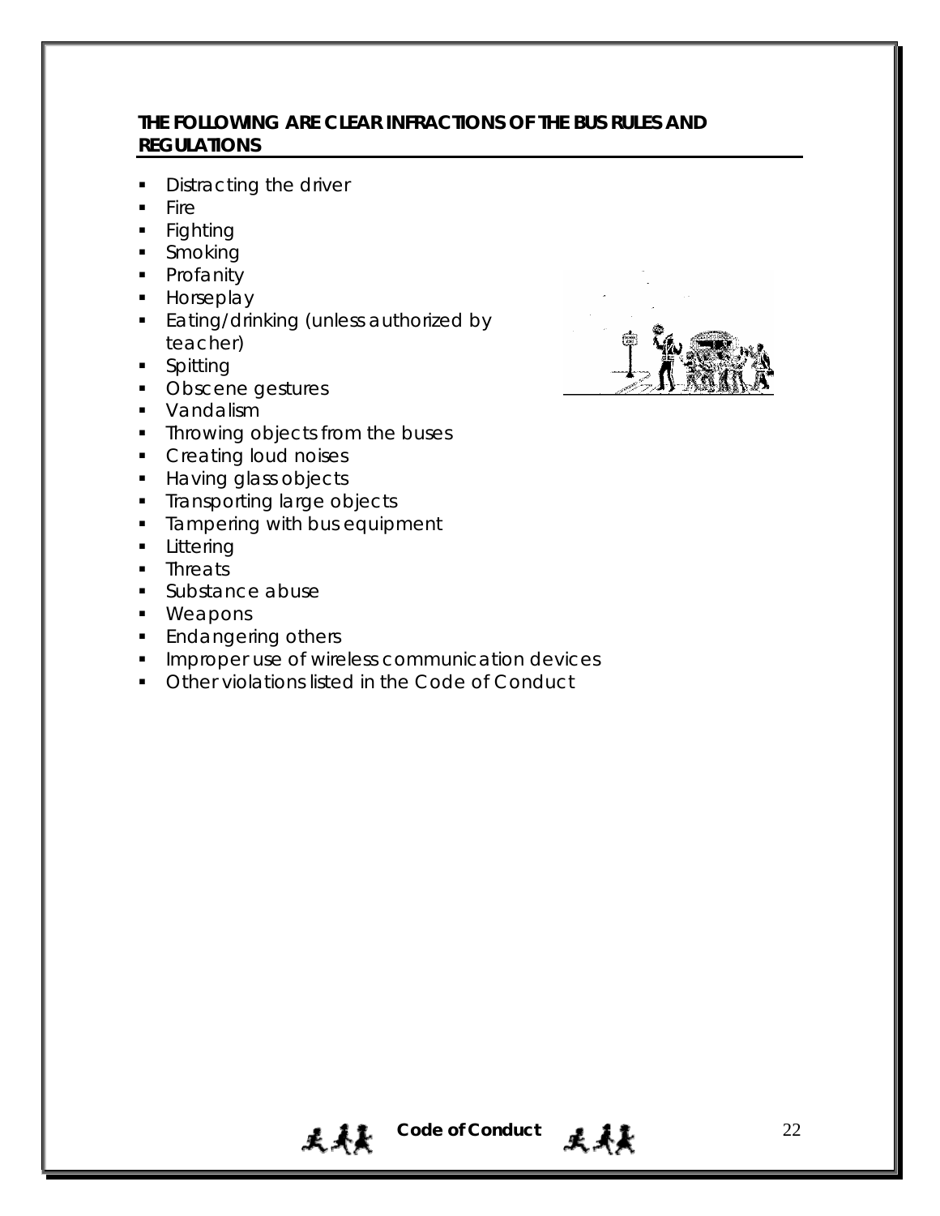**THE FOLLOWING ARE CLEAR INFRACTIONS OF THE BUS RULES AND REGULATIONS**

- Distracting the driver
- Fire
- Fighting
- Smoking
- Profanity
- Horseplay
- Eating/drinking (unless authorized by teacher)
- Spitting
- Obscene gestures
- Vandalism
- Throwing objects from the buses
- Creating loud noises
- Having glass objects
- Transporting large objects
- Tampering with bus equipment
- Littering
- Threats
- Substance abuse
- Weapons
- Endangering others
- Improper use of wireless communication devices
- Other violations listed in the Code of Conduct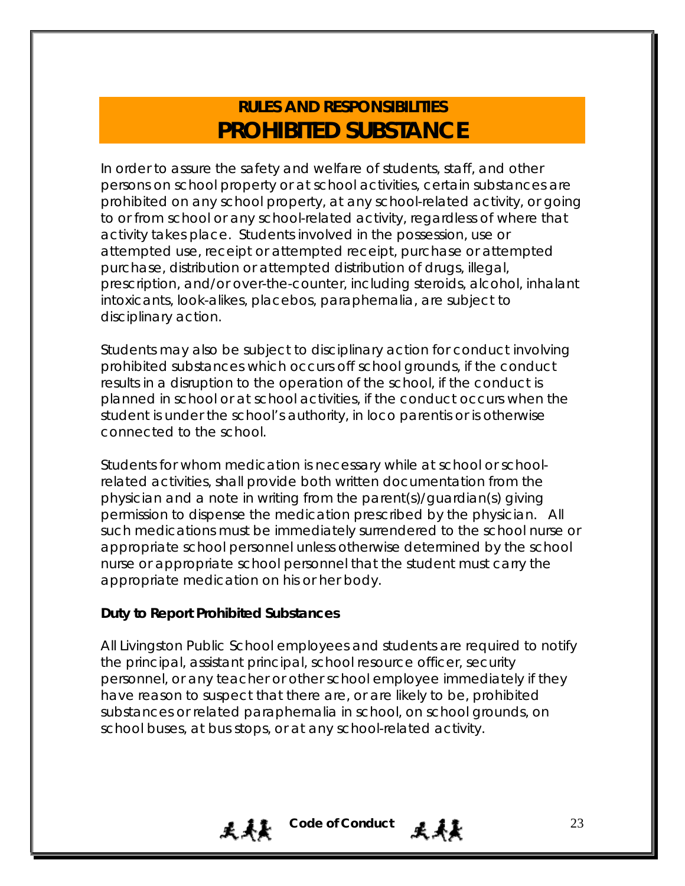## RULES AND RESPONSIBILITIES

# PROHIBITED SUBSTANCE

In order to assure the safety and welfare of students, staff, and other persons on school property or at school activities, certain substances are prohibited on any school property, at any school-related activity, or going to or from school or any school-related activity, regardless of where that activity takes place. Students involved in the possession, use or attempted use, receipt or attempted receipt, purchase or attempted purchase, distribution or attempted distribution of drugs, illegal, prescription, and/or over-the-counter, including steroids, alcohol, inhalant intoxicants, look-alikes, placebos, paraphernalia, are subject to disciplinary action.

Students may also be subject to disciplinary action for conduct involving prohibited substances which occurs off school grounds, if the conduct results in a disruption to the operation of the school, if the conduct is planned in school or at school activities, if the conduct occurs when the student is under the school's authority, in loco parentis or is otherwise connected to the school.

Students for whom medication is necessary while at school or school-related activities, shall provide both written documentation from the physician and a note in writing from the parent(s)/guardian(s) giving permission to dispense the medication prescribed by the physician. All such medications must be immediately surrendered to the school nurse or appropriate school personnel unless otherwise determined by the school nurse or appropriate school personnel that the student must carry the appropriate medication on his or her body.

**Duty to Report Prohibited Substances**

All Livingston Public School employees and students are required to notify the principal, assistant principal, school resource officer, security personnel, or any teacher or other school employee immediately if they have reason to suspect that there are, or are likely to be, prohibited substances or related paraphernalia in school, on school grounds, on school buses, at bus stops, or at any school-related activity.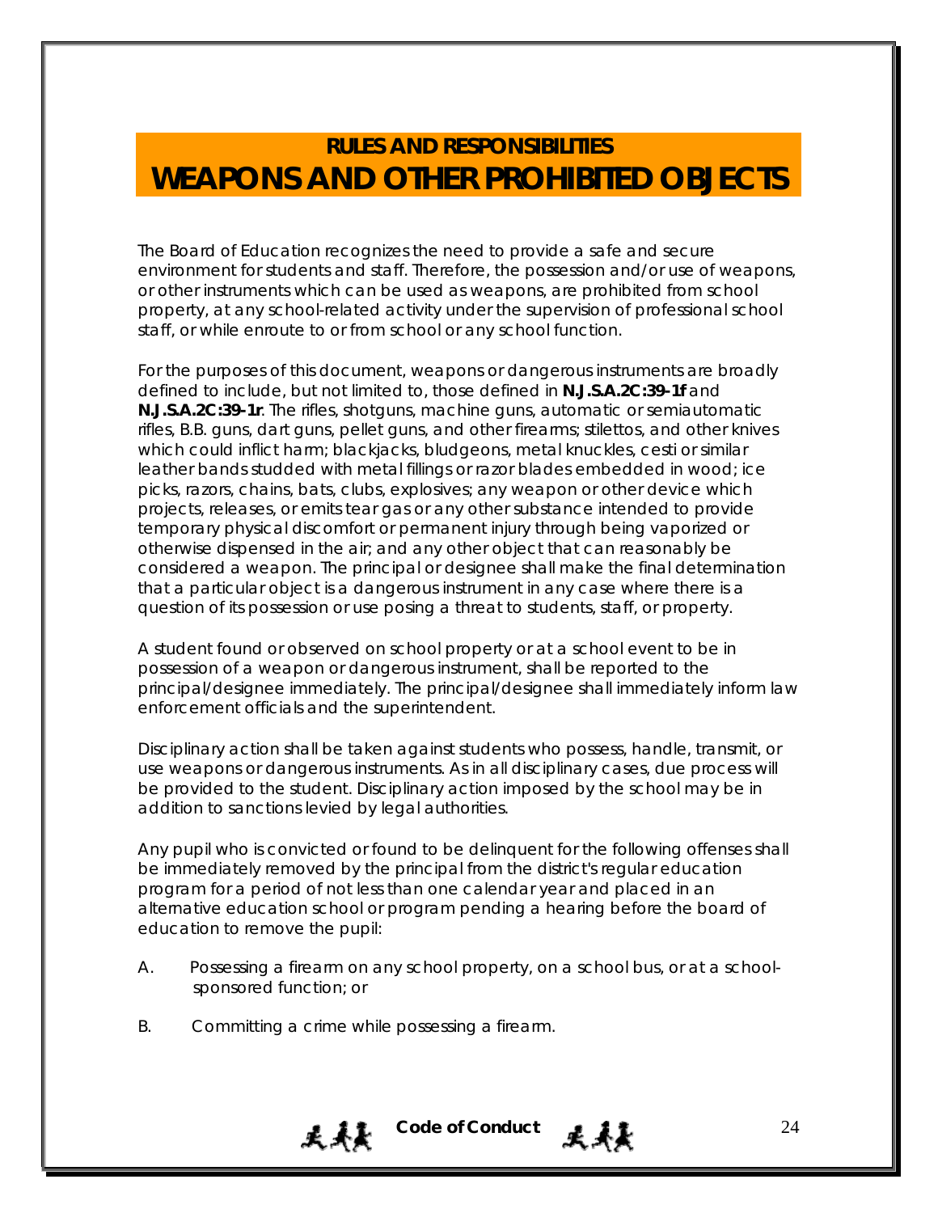## RULES AND RESPONSIBILITIES

# WEAPONS AND OTHER PROHIBITED OBJECTS

The Board of Education recognizes the need to provide a safe and secure environment for students and staff. Therefore, the possession and/or use of weapons, or other instruments which can be used as weapons, are prohibited from school property, at any school-related activity under the supervision of professional school staff, or while enroute to or from school or any school function.

For the purposes of this document, weapons or dangerous instruments are broadly defined to include, but not limited to, those defined in **N.J.S.A.2C:39-1f** and **N.J.S.A.2C:39-1r**. The rifles, shotguns, machine guns, automatic or semiautomatic rifles, B.B. guns, dart guns, pellet guns, and other firearms; stilettos, and other knives which could inflict harm; blackjacks, bludgeons, metal knuckles, cesti or similar leather bands studded with metal fillings or razor blades embedded in wood; ice picks, razors, chains, bats, clubs, explosives; any weapon or other device which projects, releases, or emits tear gas or any other substance intended to provide temporary physical discomfort or permanent injury through being vaporized or otherwise dispensed in the air; and any other object that can reasonably be considered a weapon. The principal or designee shall make the final determination that a particular object is a dangerous instrument in any case where there is a question of its possession or use posing a threat to students, staff, or property.

A student found or observed on school property or at a school event to be in possession of a weapon or dangerous instrument, shall be reported to the principal/designee immediately. The principal/designee shall immediately inform law enforcement officials and the superintendent.

Disciplinary action shall be taken against students who possess, handle, transmit, or use weapons or dangerous instruments. As in all disciplinary cases, due process will be provided to the student. Disciplinary action imposed by the school may be in addition to sanctions levied by legal authorities.

Any pupil who is convicted or found to be delinquent for the following offenses shall be immediately removed by the principal from the district's regular education program for a period of not less than one calendar year and placed in an alternative education school or program pending a hearing before the board of education to remove the pupil:

A. Possessing a firearm on any school property, on a school bus, or at a school-sponsored function; or

B. Committing a crime while possessing a firearm.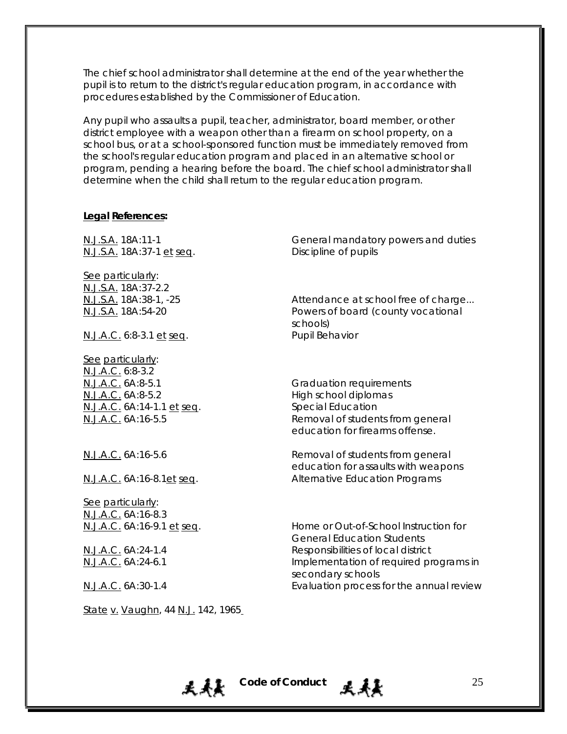The chief school administrator shall determine at the end of the year whether the pupil is to return to the district's regular education program, in accordance with procedures established by the Commissioner of Education.

Any pupil who assaults a pupil, teacher, administrator, board member, or other district employee with a weapon other than a firearm on school property, on a school bus, or at a school-sponsored function must be immediately removed from the school's regular education program and placed in an alternative school or program, pending a hearing before the board. The chief school administrator shall determine when the child shall return to the regular education program.

**Legal References:**

| | |
|---|---|
| N.J.S.A. 18A:11-1 | General mandatory powers and duties |
| N.J.S.A. 18A:37-1 et seq. | Discipline of pupils |
| See particularly: | |
| N.J.S.A. 18A:37-2.2 | |
| N.J.S.A. 18A:38-1, -25 | Attendance at school free of charge... |
| N.J.S.A. 18A:54-20 | Powers of board (county vocational schools) |
| N.J.A.C. 6:8-3.1 et seq. | Pupil Behavior |
| See particularly: | |
| N.J.A.C. 6:8-3.2 | |
| N.J.A.C. 6A:8-5.1 | Graduation requirements |
| N.J.A.C. 6A:8-5.2 | High school diplomas |
| N.J.A.C. 6A:14-1.1 et seq. | Special Education |
| N.J.A.C. 6A:16-5.5 | Removal of students from general education for firearms offense. |
| N.J.A.C. 6A:16-5.6 | Removal of students from general education for assaults with weapons |
| N.J.A.C. 6A:16-8.1et seq. | Alternative Education Programs |
| See particularly: | |
| N.J.A.C. 6A:16-8.3 | |
| N.J.A.C. 6A:16-9.1 et seq. | Home or Out-of-School Instruction for General Education Students |
| N.J.A.C. 6A:24-1.4 | Responsibilities of local district |
| N.J.A.C. 6A:24-6.1 | Implementation of required programs in secondary schools |
| N.J.A.C. 6A:30-1.4 | Evaluation process for the annual review |

State v. Vaughn, 44 N.J. 142, 1965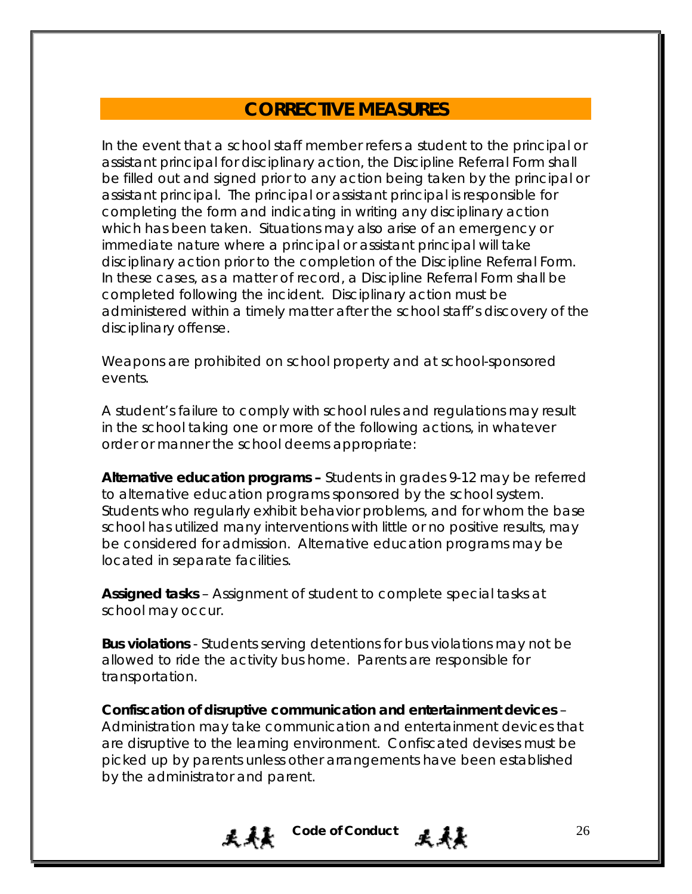## CORRECTIVE MEASURES

In the event that a school staff member refers a student to the principal or assistant principal for disciplinary action, the Discipline Referral Form shall be filled out and signed prior to any action being taken by the principal or assistant principal. The principal or assistant principal is responsible for completing the form and indicating in writing any disciplinary action which has been taken. Situations may also arise of an emergency or immediate nature where a principal or assistant principal will take disciplinary action prior to the completion of the Discipline Referral Form. In these cases, as a matter of record, a Discipline Referral Form shall be completed following the incident. Disciplinary action must be administered within a timely matter after the school staff's discovery of the disciplinary offense.

Weapons are prohibited on school property and at school-sponsored events.

A student's failure to comply with school rules and regulations may result in the school taking one or more of the following actions, in whatever order or manner the school deems appropriate:

**Alternative education programs –** Students in grades 9-12 may be referred to alternative education programs sponsored by the school system. Students who regularly exhibit behavior problems, and for whom the base school has utilized many interventions with little or no positive results, may be considered for admission. Alternative education programs may be located in separate facilities.

**Assigned tasks** – Assignment of student to complete special tasks at school may occur.

**Bus violations** - Students serving detentions for bus violations may not be allowed to ride the activity bus home. Parents are responsible for transportation.

**Confiscation of disruptive communication and entertainment devices** – Administration may take communication and entertainment devices that are disruptive to the learning environment. Confiscated devises must be picked up by parents unless other arrangements have been established by the administrator and parent.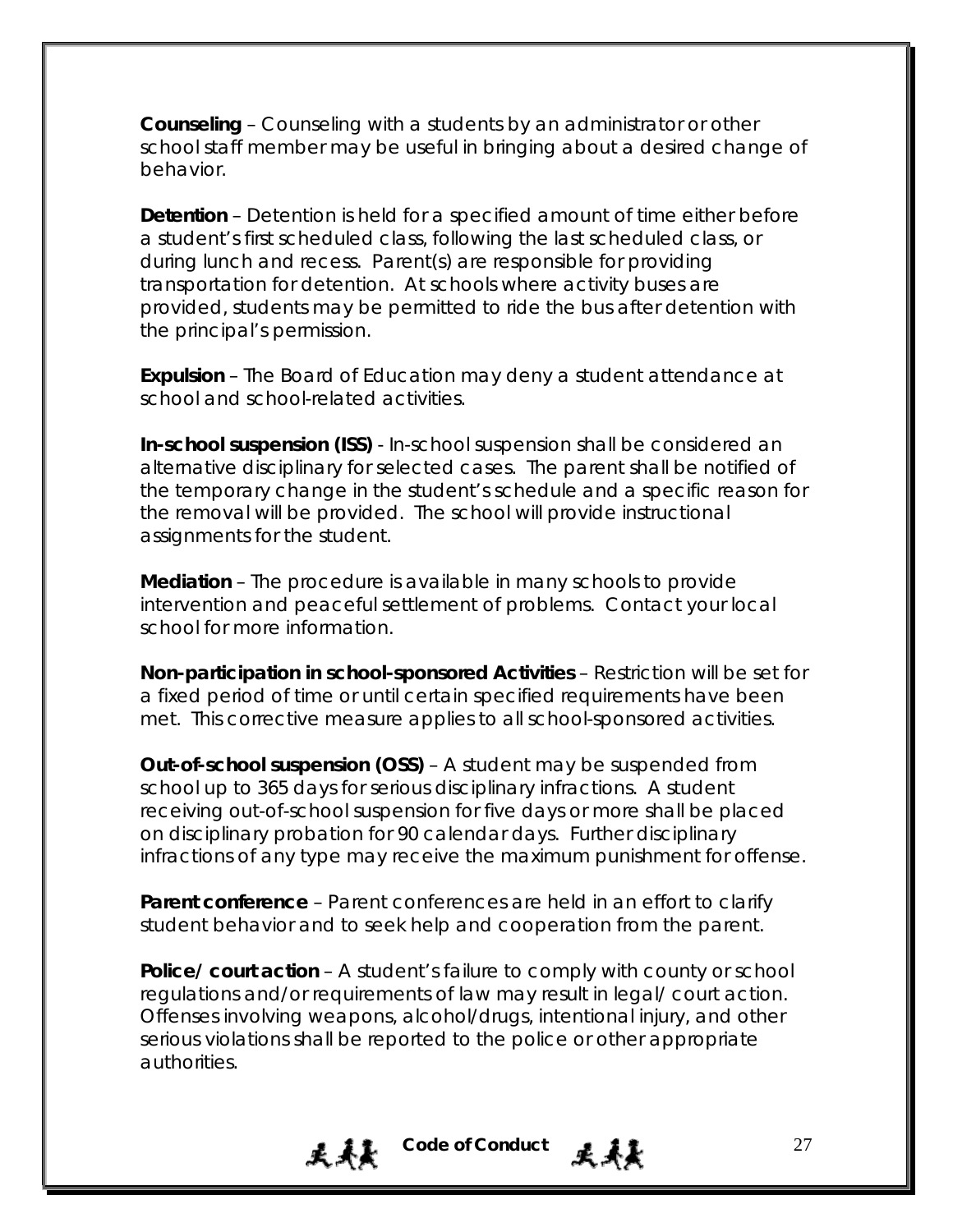**Counseling** – Counseling with a students by an administrator or other school staff member may be useful in bringing about a desired change of behavior.

**Detention** – Detention is held for a specified amount of time either before a student's first scheduled class, following the last scheduled class, or during lunch and recess. Parent(s) are responsible for providing transportation for detention. At schools where activity buses are provided, students may be permitted to ride the bus after detention with the principal's permission.

**Expulsion** – The Board of Education may deny a student attendance at school and school-related activities.

**In-school suspension (ISS)** - In-school suspension shall be considered an alternative disciplinary for selected cases. The parent shall be notified of the temporary change in the student's schedule and a specific reason for the removal will be provided. The school will provide instructional assignments for the student.

**Mediation** – The procedure is available in many schools to provide intervention and peaceful settlement of problems. Contact your local school for more information.

**Non-participation in school-sponsored Activities** – Restriction will be set for a fixed period of time or until certain specified requirements have been met. This corrective measure applies to all school-sponsored activities.

**Out-of-school suspension (OSS)** – A student may be suspended from school up to 365 days for serious disciplinary infractions. A student receiving out-of-school suspension for five days or more shall be placed on disciplinary probation for 90 calendar days. Further disciplinary infractions of any type may receive the maximum punishment for offense.

**Parent conference** – Parent conferences are held in an effort to clarify student behavior and to seek help and cooperation from the parent.

**Police/ court action** – A student's failure to comply with county or school regulations and/or requirements of law may result in legal/ court action. Offenses involving weapons, alcohol/drugs, intentional injury, and other serious violations shall be reported to the police or other appropriate authorities.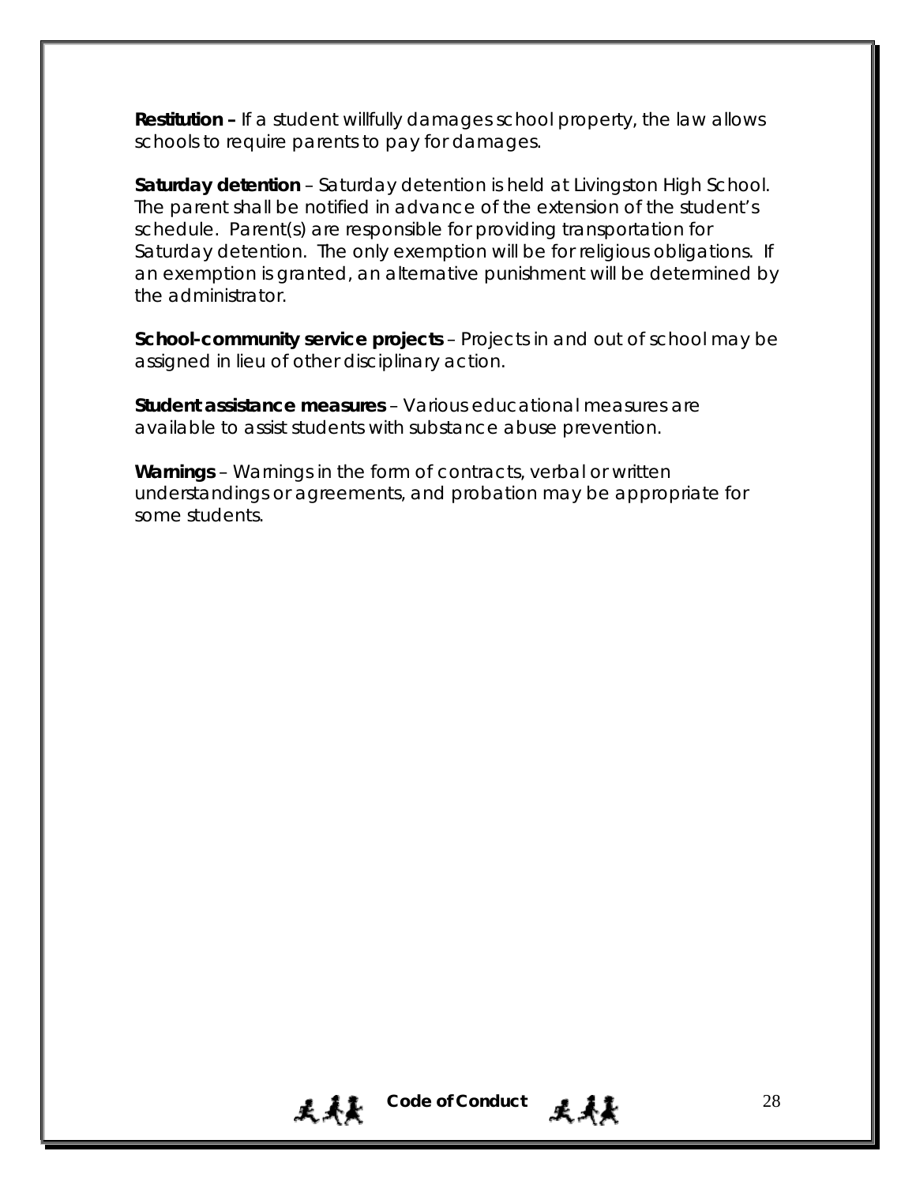**Restitution –** If a student willfully damages school property, the law allows schools to require parents to pay for damages.

**Saturday detention** – Saturday detention is held at Livingston High School. The parent shall be notified in advance of the extension of the student's schedule. Parent(s) are responsible for providing transportation for Saturday detention. The only exemption will be for religious obligations. If an exemption is granted, an alternative punishment will be determined by the administrator.

**School-community service projects** – Projects in and out of school may be assigned in lieu of other disciplinary action.

**Student assistance measures** – Various educational measures are available to assist students with substance abuse prevention.

**Warnings** – Warnings in the form of contracts, verbal or written understandings or agreements, and probation may be appropriate for some students.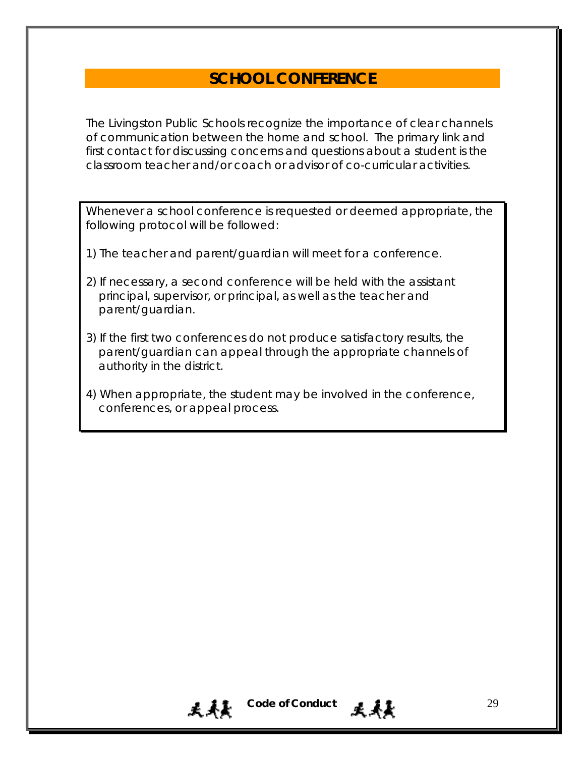## SCHOOL CONFERENCE

The Livingston Public Schools recognize the importance of clear channels of communication between the home and school. The primary link and first contact for discussing concerns and questions about a student is the classroom teacher and/or coach or advisor of co-curricular activities.

Whenever a school conference is requested or deemed appropriate, the following protocol will be followed:

1) The teacher and parent/guardian will meet for a conference.

2) If necessary, a second conference will be held with the assistant principal, supervisor, or principal, as well as the teacher and parent/guardian.

3) If the first two conferences do not produce satisfactory results, the parent/guardian can appeal through the appropriate channels of authority in the district.

4) When appropriate, the student may be involved in the conference, conferences, or appeal process.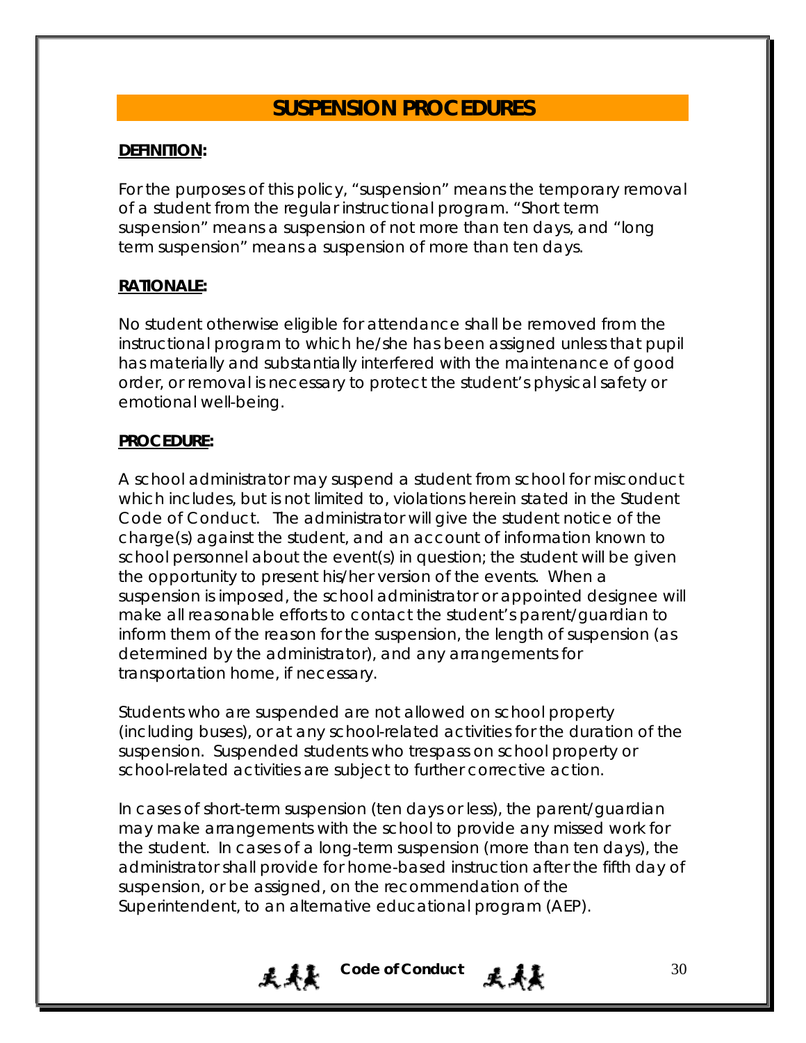# SUSPENSION PROCEDURES

**DEFINITION:**

For the purposes of this policy, “suspension” means the temporary removal of a student from the regular instructional program. “Short term suspension” means a suspension of not more than ten days, and “long term suspension” means a suspension of more than ten days.

**RATIONALE:**

No student otherwise eligible for attendance shall be removed from the instructional program to which he/she has been assigned unless that pupil has materially and substantially interfered with the maintenance of good order, or removal is necessary to protect the student’s physical safety or emotional well-being.

**PROCEDURE:**

A school administrator may suspend a student from school for misconduct which includes, but is not limited to, violations herein stated in the Student Code of Conduct. The administrator will give the student notice of the charge(s) against the student, and an account of information known to school personnel about the event(s) in question; the student will be given the opportunity to present his/her version of the events. When a suspension is imposed, the school administrator or appointed designee will make all reasonable efforts to contact the student’s parent/guardian to inform them of the reason for the suspension, the length of suspension (as determined by the administrator), and any arrangements for transportation home, if necessary.

Students who are suspended are not allowed on school property (including buses), or at any school-related activities for the duration of the suspension. Suspended students who trespass on school property or school-related activities are subject to further corrective action.

In cases of short-term suspension (ten days or less), the parent/guardian may make arrangements with the school to provide any missed work for the student. In cases of a long-term suspension (more than ten days), the administrator shall provide for home-based instruction after the fifth day of suspension, or be assigned, on the recommendation of the Superintendent, to an alternative educational program (AEP).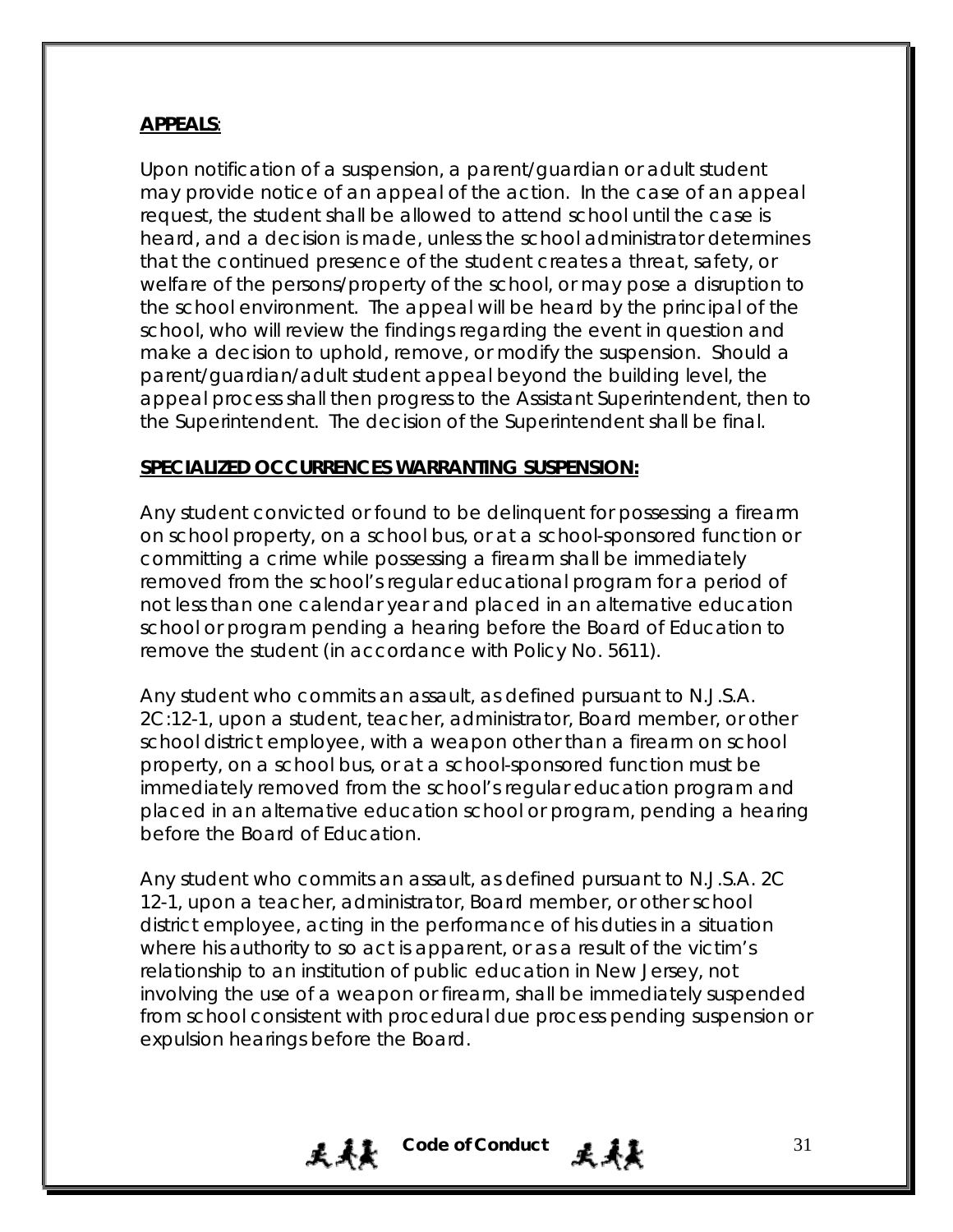**APPEALS**:

Upon notification of a suspension, a parent/guardian or adult student may provide notice of an appeal of the action. In the case of an appeal request, the student shall be allowed to attend school until the case is heard, and a decision is made, unless the school administrator determines that the continued presence of the student creates a threat, safety, or welfare of the persons/property of the school, or may pose a disruption to the school environment. The appeal will be heard by the principal of the school, who will review the findings regarding the event in question and make a decision to uphold, remove, or modify the suspension. Should a parent/guardian/adult student appeal beyond the building level, the appeal process shall then progress to the Assistant Superintendent, then to the Superintendent. The decision of the Superintendent shall be final.

**SPECIALIZED OCCURRENCES WARRANTING SUSPENSION:**

Any student convicted or found to be delinquent for possessing a firearm on school property, on a school bus, or at a school-sponsored function or committing a crime while possessing a firearm shall be immediately removed from the school's regular educational program for a period of not less than one calendar year and placed in an alternative education school or program pending a hearing before the Board of Education to remove the student (in accordance with Policy No. 5611).

Any student who commits an assault, as defined pursuant to N.J.S.A. 2C:12-1, upon a student, teacher, administrator, Board member, or other school district employee, with a weapon other than a firearm on school property, on a school bus, or at a school-sponsored function must be immediately removed from the school's regular education program and placed in an alternative education school or program, pending a hearing before the Board of Education.

Any student who commits an assault, as defined pursuant to N.J.S.A. 2C 12-1, upon a teacher, administrator, Board member, or other school district employee, acting in the performance of his duties in a situation where his authority to so act is apparent, or as a result of the victim's relationship to an institution of public education in New Jersey, not involving the use of a weapon or firearm, shall be immediately suspended from school consistent with procedural due process pending suspension or expulsion hearings before the Board.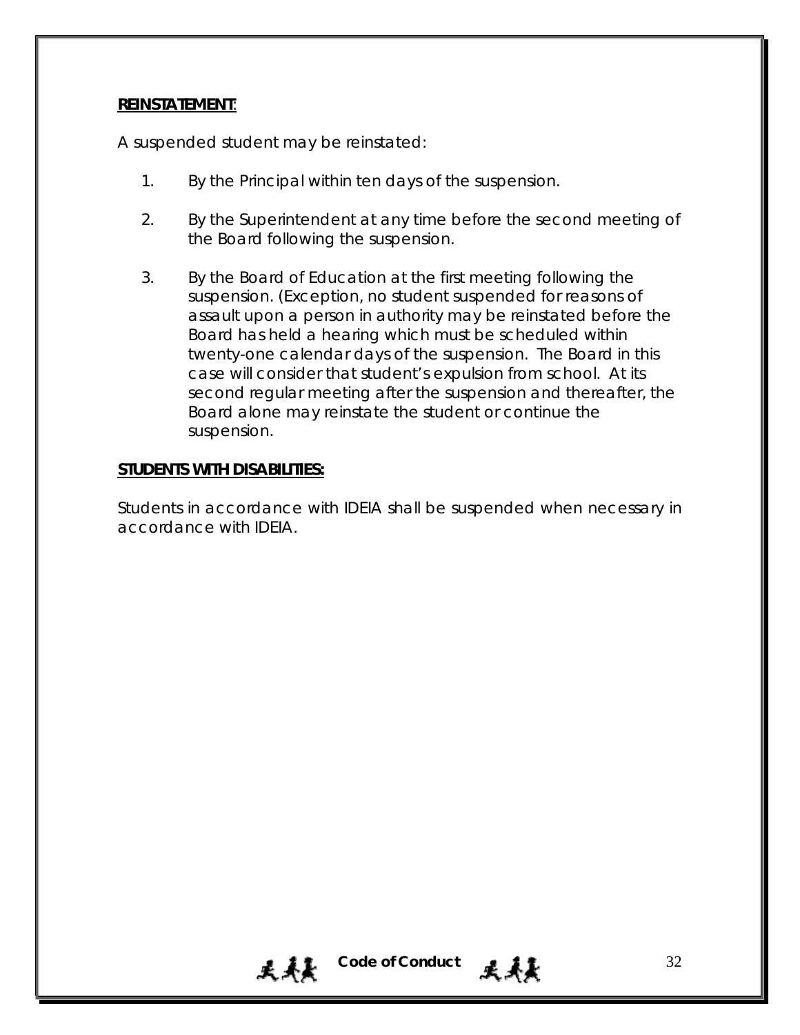**REINSTATEMENT**:

A suspended student may be reinstated:

1. By the Principal within ten days of the suspension.

2. By the Superintendent at any time before the second meeting of the Board following the suspension.

3. By the Board of Education at the first meeting following the suspension. (Exception, no student suspended for reasons of assault upon a person in authority may be reinstated before the Board has held a hearing which must be scheduled within twenty-one calendar days of the suspension. The Board in this case will consider that student's expulsion from school. At its second regular meeting after the suspension and thereafter, the Board alone may reinstate the student or continue the suspension.

**STUDENTS WITH DISABILITIES:**

Students in accordance with IDEIA shall be suspended when necessary in accordance with IDEIA.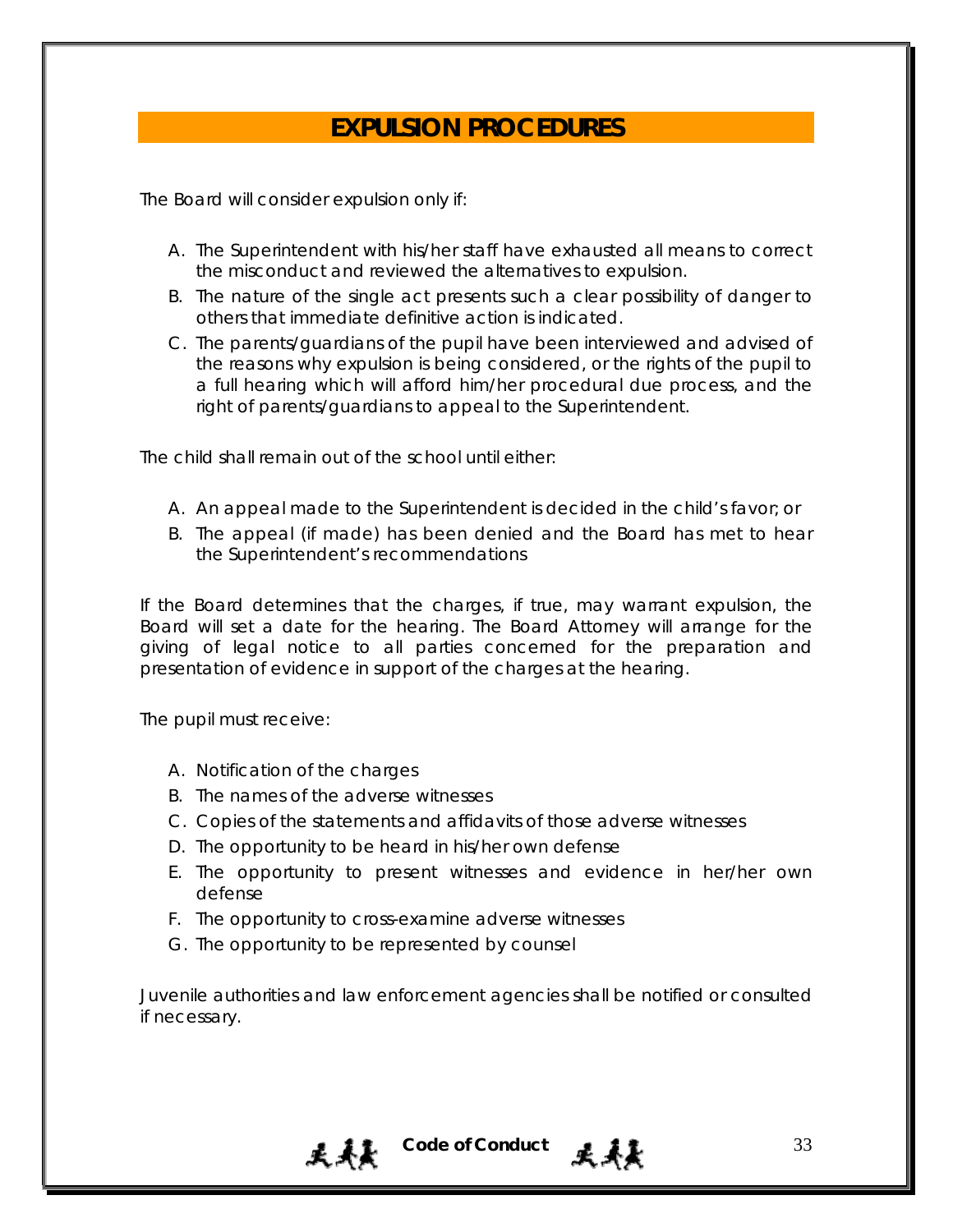# EXPULSION PROCEDURES

The Board will consider expulsion only if:

A. The Superintendent with his/her staff have exhausted all means to correct the misconduct and reviewed the alternatives to expulsion.
B. The nature of the single act presents such a clear possibility of danger to others that immediate definitive action is indicated.
C. The parents/guardians of the pupil have been interviewed and advised of the reasons why expulsion is being considered, or the rights of the pupil to a full hearing which will afford him/her procedural due process, and the right of parents/guardians to appeal to the Superintendent.

The child shall remain out of the school until either:

A. An appeal made to the Superintendent is decided in the child's favor; or
B. The appeal (if made) has been denied and the Board has met to hear the Superintendent's recommendations

If the Board determines that the charges, if true, may warrant expulsion, the Board will set a date for the hearing. The Board Attorney will arrange for the giving of legal notice to all parties concerned for the preparation and presentation of evidence in support of the charges at the hearing.

The pupil must receive:

A. Notification of the charges
B. The names of the adverse witnesses
C. Copies of the statements and affidavits of those adverse witnesses
D. The opportunity to be heard in his/her own defense
E. The opportunity to present witnesses and evidence in her/her own defense
F. The opportunity to cross-examine adverse witnesses
G. The opportunity to be represented by counsel

Juvenile authorities and law enforcement agencies shall be notified or consulted if necessary.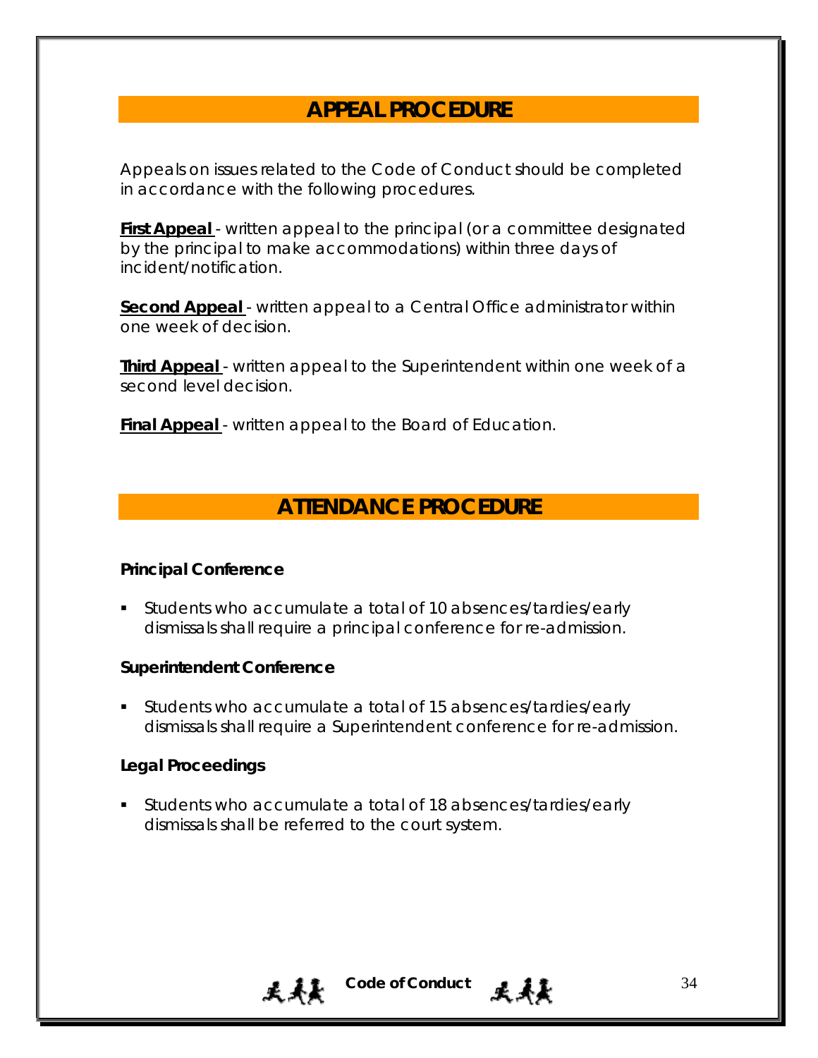## APPEAL PROCEDURE

Appeals on issues related to the Code of Conduct should be completed in accordance with the following procedures.

**First Appeal** - written appeal to the principal (or a committee designated by the principal to make accommodations) within three days of incident/notification.

**Second Appeal** - written appeal to a Central Office administrator within one week of decision.

**Third Appeal** - written appeal to the Superintendent within one week of a second level decision.

**Final Appeal** - written appeal to the Board of Education.

## ATTENDANCE PROCEDURE

### Principal Conference

- Students who accumulate a total of 10 absences/tardies/early dismissals shall require a principal conference for re-admission.

### Superintendent Conference

- Students who accumulate a total of 15 absences/tardies/early dismissals shall require a Superintendent conference for re-admission.

### Legal Proceedings

- Students who accumulate a total of 18 absences/tardies/early dismissals shall be referred to the court system.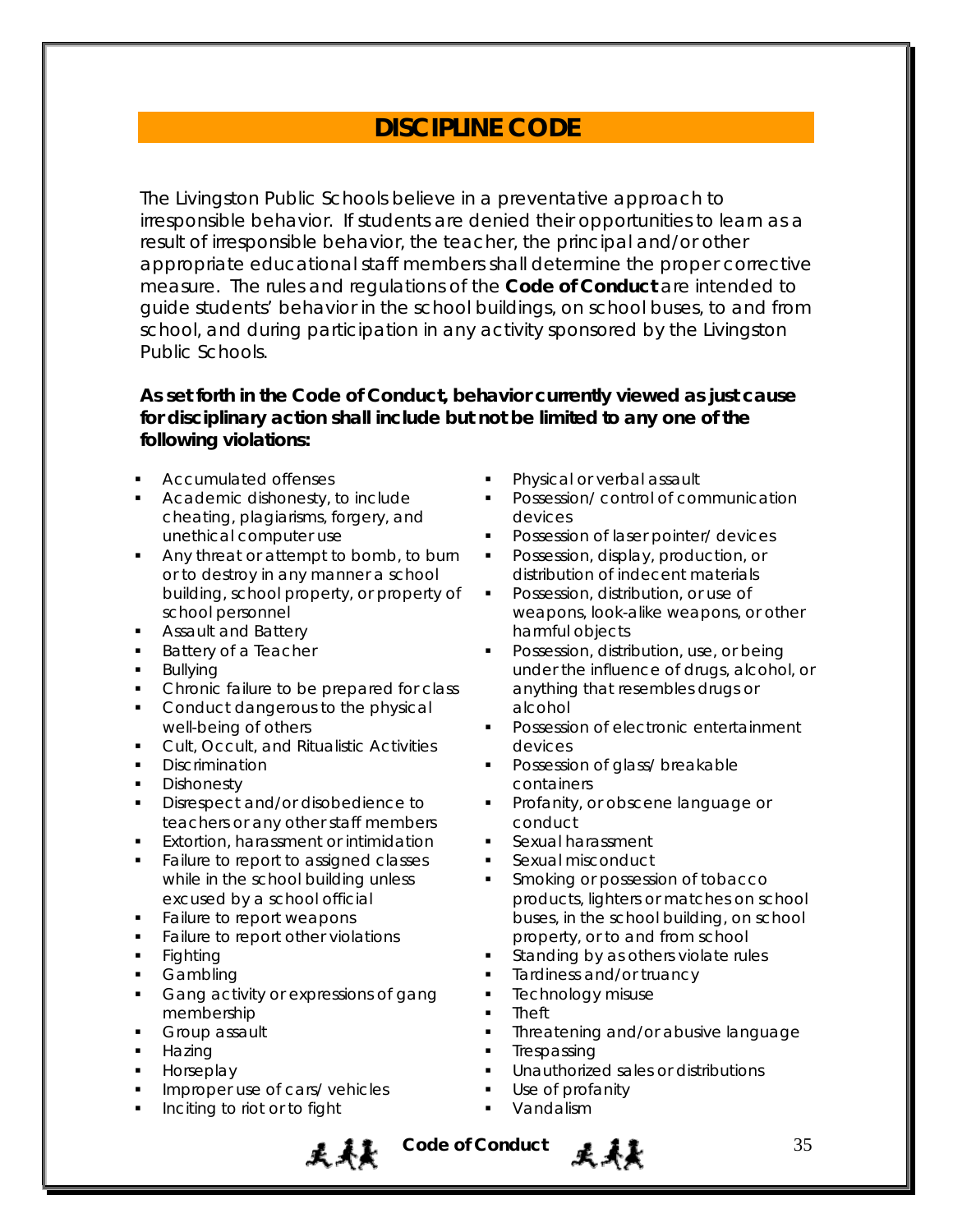# DISCIPLINE CODE

The Livingston Public Schools believe in a preventative approach to irresponsible behavior. If students are denied their opportunities to learn as a result of irresponsible behavior, the teacher, the principal and/or other appropriate educational staff members shall determine the proper corrective measure. The rules and regulations of the **Code of Conduct** are intended to guide students' behavior in the school buildings, on school buses, to and from school, and during participation in any activity sponsored by the Livingston Public Schools.

**As set forth in the Code of Conduct, behavior currently viewed as just cause for disciplinary action shall include but not be limited to any one of the following violations:**

- Accumulated offenses
- Academic dishonesty, to include cheating, plagiarisms, forgery, and unethical computer use
- Any threat or attempt to bomb, to burn or to destroy in any manner a school building, school property, or property of school personnel
- Assault and Battery
- Battery of a Teacher
- Bullying
- Chronic failure to be prepared for class
- Conduct dangerous to the physical well-being of others
- Cult, Occult, and Ritualistic Activities
- Discrimination
- Dishonesty
- Disrespect and/or disobedience to teachers or any other staff members
- Extortion, harassment or intimidation
- Failure to report to assigned classes while in the school building unless excused by a school official
- Failure to report weapons
- Failure to report other violations
- Fighting
- Gambling
- Gang activity or expressions of gang membership
- Group assault
- Hazing
- Horseplay
- Improper use of cars/ vehicles
- Inciting to riot or to fight
- Physical or verbal assault
- Possession/ control of communication devices
- Possession of laser pointer/ devices
- Possession, display, production, or distribution of indecent materials
- Possession, distribution, or use of weapons, look-alike weapons, or other harmful objects
- Possession, distribution, use, or being under the influence of drugs, alcohol, or anything that resembles drugs or alcohol
- Possession of electronic entertainment devices
- Possession of glass/ breakable containers
- Profanity, or obscene language or conduct
- Sexual harassment
- Sexual misconduct
- Smoking or possession of tobacco products, lighters or matches on school buses, in the school building, on school property, or to and from school
- Standing by as others violate rules
- Tardiness and/or truancy
- Technology misuse
- Theft
- Threatening and/or abusive language
- Trespassing
- Unauthorized sales or distributions
- Use of profanity
- Vandalism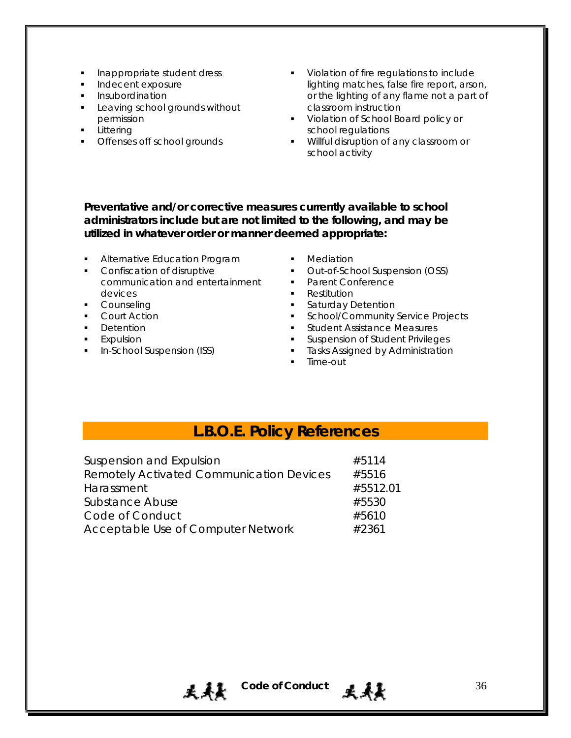- Inappropriate student dress
- Indecent exposure
- Insubordination
- Leaving school grounds without permission
- Littering
- Offenses off school grounds
- Violation of fire regulations to include lighting matches, false fire report, arson, or the lighting of any flame not a part of classroom instruction
- Violation of School Board policy or school regulations
- Willful disruption of any classroom or school activity

**Preventative and/or corrective measures currently available to school administrators include but are not limited to the following, and may be utilized in whatever order or manner deemed appropriate:**

- Alternative Education Program
- Confiscation of disruptive communication and entertainment devices
- Counseling
- Court Action
- Detention
- Expulsion
- In-School Suspension (ISS)
- Mediation
- Out-of-School Suspension (OSS)
- Parent Conference
- Restitution
- Saturday Detention
- School/Community Service Projects
- Student Assistance Measures
- Suspension of Student Privileges
- Tasks Assigned by Administration
- Time-out

## L.B.O.E. Policy References

| Policy | Number |
| --- | --- |
| Suspension and Expulsion | #5114 |
| Remotely Activated Communication Devices | #5516 |
| Harassment | #5512.01 |
| Substance Abuse | #5530 |
| Code of Conduct | #5610 |
| Acceptable Use of Computer Network | #2361 |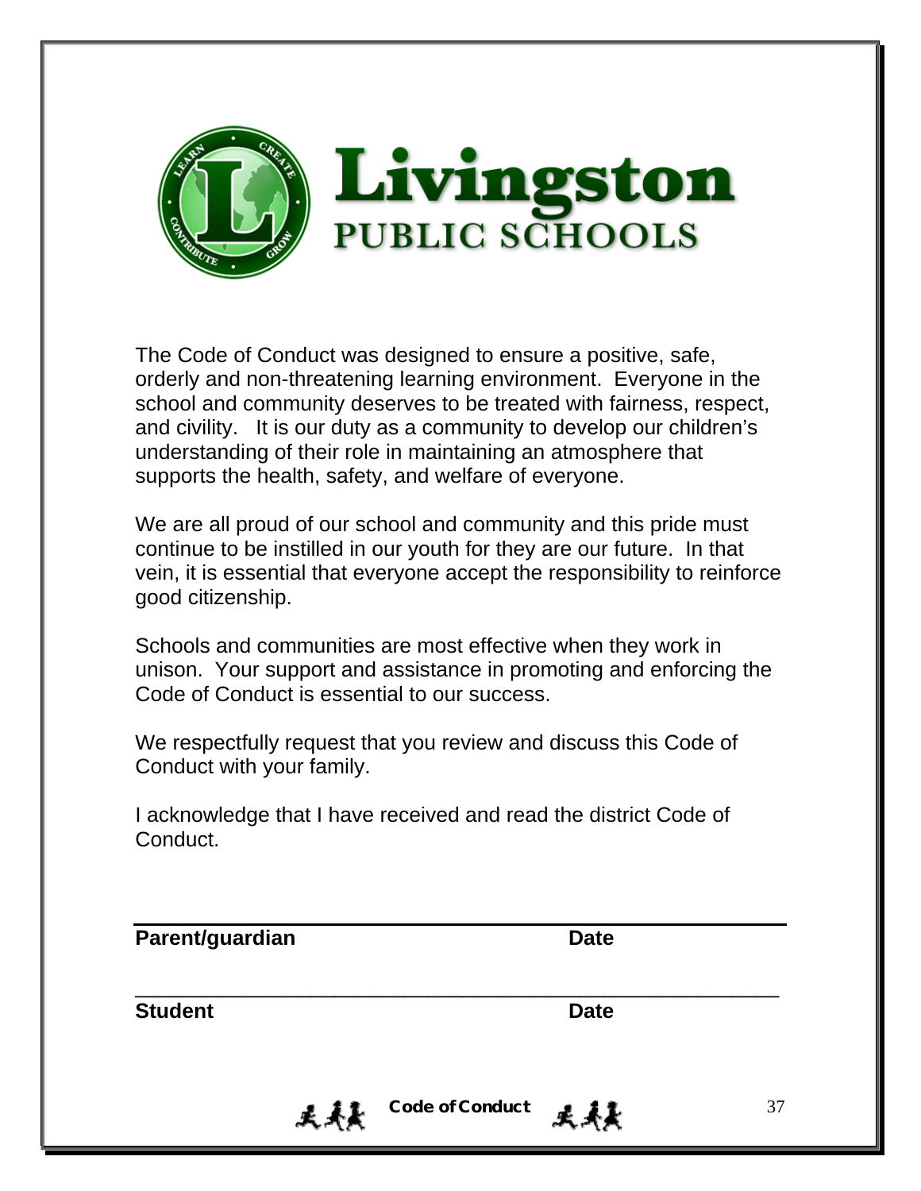# Livingston

## PUBLIC SCHOOLS

The Code of Conduct was designed to ensure a positive, safe, orderly and non-threatening learning environment. Everyone in the school and community deserves to be treated with fairness, respect, and civility. It is our duty as a community to develop our children's understanding of their role in maintaining an atmosphere that supports the health, safety, and welfare of everyone.

We are all proud of our school and community and this pride must continue to be instilled in our youth for they are our future. In that vein, it is essential that everyone accept the responsibility to reinforce good citizenship.

Schools and communities are most effective when they work in unison. Your support and assistance in promoting and enforcing the Code of Conduct is essential to our success.

We respectfully request that you review and discuss this Code of Conduct with your family.

I acknowledge that I have received and read the district Code of Conduct.

\_\_\_\_\_\_\_\_\_\_\_\_\_\_\_\_\_\_\_\_\_\_\_\_\_\_\_\_\_\_\_\_\_\_\_\_\_\_\_\_\_\_\_\_\_\_\_\_\_\_\_\_

**Parent/guardian** **Date**

\_\_\_\_\_\_\_\_\_\_\_\_\_\_\_\_\_\_\_\_\_\_\_\_\_\_\_\_\_\_\_\_\_\_\_\_\_\_\_\_\_\_\_\_\_\_\_\_\_\_\_\_

**Student** **Date**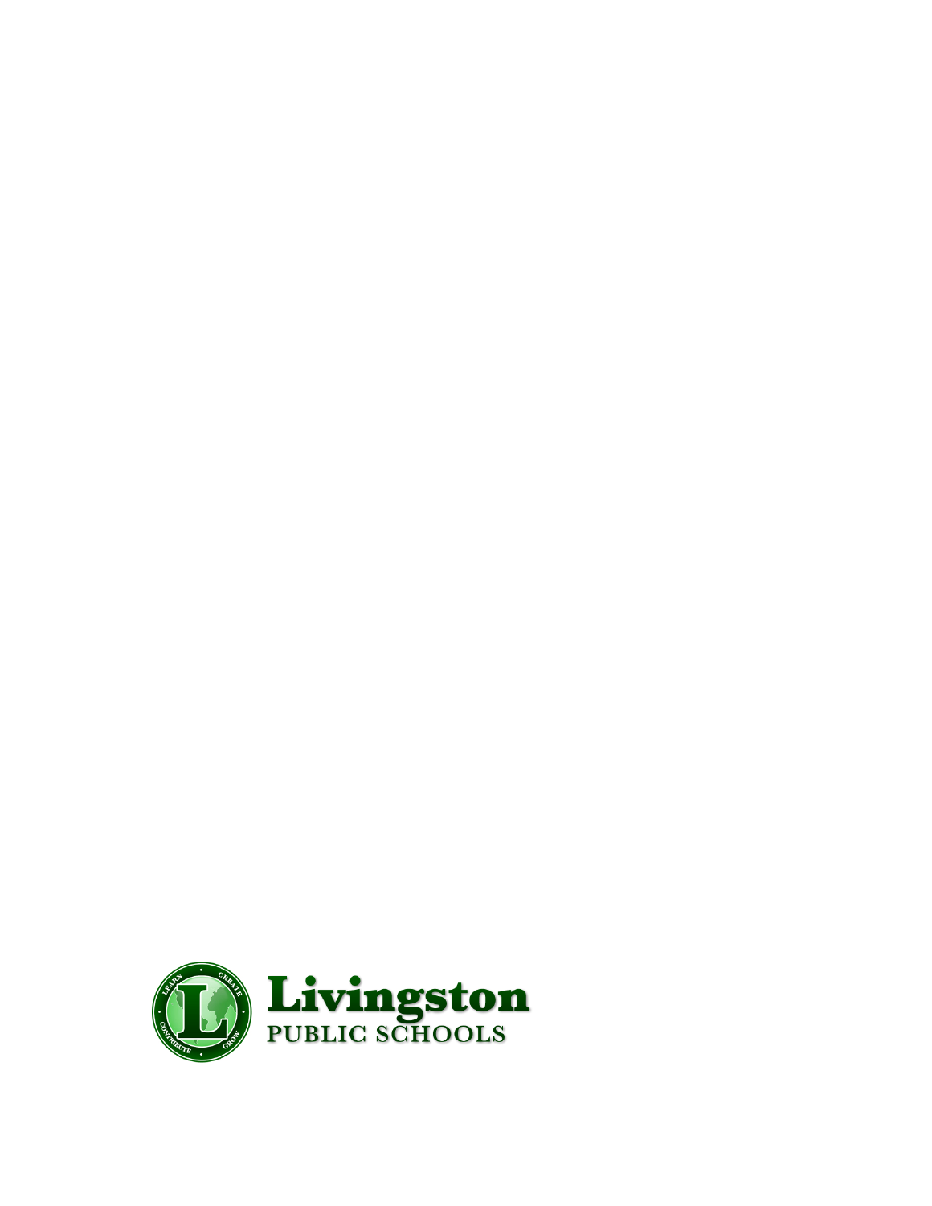Livingston
PUBLIC SCHOOLS